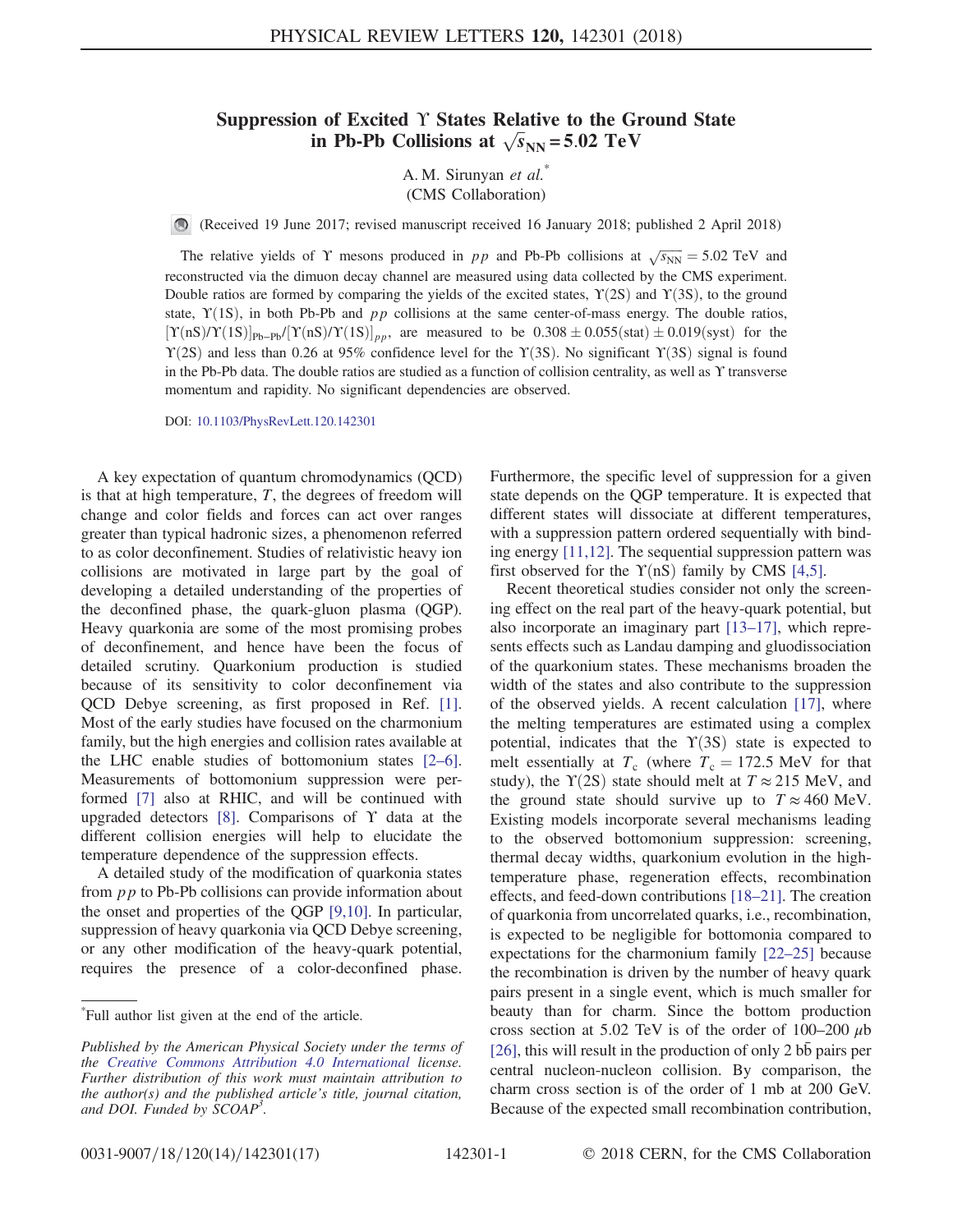# Suppression of Excited $\Upsilon$ States Relative to the Ground State in Pb-Pb Collisions at $\sqrt{s_{\mathrm{NN}}} = 5.02$ TeV

A. M. Sirunyan *et al.*[*]

(CMS Collaboration)

(Received 19 June 2017; revised manuscript received 16 January 2018; published 2 April 2018)

The relative yields of $\Upsilon$ mesons produced in $pp$ and Pb-Pb collisions at $\sqrt{s_{\mathrm{NN}}} = 5.02$ TeV and reconstructed via the dimuon decay channel are measured using data collected by the CMS experiment. Double ratios are formed by comparing the yields of the excited states, $\Upsilon(2\mathrm{S})$ and $\Upsilon(3\mathrm{S})$, to the ground state, $\Upsilon(1\mathrm{S})$, in both Pb-Pb and $pp$ collisions at the same center-of-mass energy. The double ratios, $[\Upsilon(n\mathrm{S})/\Upsilon(1\mathrm{S})]_{\mathrm{Pb-Pb}}/[\Upsilon(n\mathrm{S})/\Upsilon(1\mathrm{S})]_{pp}$, are measured to be $0.308 \pm 0.055(\mathrm{stat}) \pm 0.019(\mathrm{syst})$ for the $\Upsilon(2\mathrm{S})$ and less than 0.26 at 95% confidence level for the $\Upsilon(3\mathrm{S})$. No significant $\Upsilon(3\mathrm{S})$ signal is found in the Pb-Pb data. The double ratios are studied as a function of collision centrality, as well as $\Upsilon$ transverse momentum and rapidity. No significant dependencies are observed.

DOI: 10.1103/PhysRevLett.120.142301

A key expectation of quantum chromodynamics (QCD) is that at high temperature, $T$, the degrees of freedom will change and color fields and forces can act over ranges greater than typical hadronic sizes, a phenomenon referred to as color deconfinement. Studies of relativistic heavy ion collisions are motivated in large part by the goal of developing a detailed understanding of the properties of the deconfined phase, the quark-gluon plasma (QGP). Heavy quarkonia are some of the most promising probes of deconfinement, and hence have been the focus of detailed scrutiny. Quarkonium production is studied because of its sensitivity to color deconfinement via QCD Debye screening, as first proposed in Ref. [1]. Most of the early studies have focused on the charmonium family, but the high energies and collision rates available at the LHC enable studies of bottomonium states [2–6]. Measurements of bottomonium suppression were performed [7] also at RHIC, and will be continued with upgraded detectors [8]. Comparisons of $\Upsilon$ data at the different collision energies will help to elucidate the temperature dependence of the suppression effects.

A detailed study of the modification of quarkonia states from $pp$ to Pb-Pb collisions can provide information about the onset and properties of the QGP [9,10]. In particular, suppression of heavy quarkonia via QCD Debye screening, or any other modification of the heavy-quark potential, requires the presence of a color-deconfined phase. Furthermore, the specific level of suppression for a given state depends on the QGP temperature. It is expected that different states will dissociate at different temperatures, with a suppression pattern ordered sequentially with binding energy [11,12]. The sequential suppression pattern was first observed for the $\Upsilon(n\mathrm{S})$ family by CMS [4,5].

Recent theoretical studies consider not only the screening effect on the real part of the heavy-quark potential, but also incorporate an imaginary part [13–17], which represents effects such as Landau damping and gluodissociation of the quarkonium states. These mechanisms broaden the width of the states and also contribute to the suppression of the observed yields. A recent calculation [17], where the melting temperatures are estimated using a complex potential, indicates that the $\Upsilon(3\mathrm{S})$ state is expected to melt essentially at $T_{\mathrm{c}}$ (where $T_{\mathrm{c}} = 172.5$ MeV for that study), the $\Upsilon(2\mathrm{S})$ state should melt at $T \approx 215$ MeV, and the ground state should survive up to $T \approx 460$ MeV. Existing models incorporate several mechanisms leading to the observed bottomonium suppression: screening, thermal decay widths, quarkonium evolution in the high-temperature phase, regeneration effects, recombination effects, and feed-down contributions [18–21]. The creation of quarkonia from uncorrelated quarks, i.e., recombination, is expected to be negligible for bottomonia compared to expectations for the charmonium family [22–25] because the recombination is driven by the number of heavy quark pairs present in a single event, which is much smaller for beauty than for charm. Since the bottom production cross section at 5.02 TeV is of the order of 100–200 $\mu$b [26], this will result in the production of only 2 $b\bar{b}$ pairs per central nucleon-nucleon collision. By comparison, the charm cross section is of the order of 1 mb at 200 GeV. Because of the expected small recombination contribution,

[*] Full author list given at the end of the article.

*Published by the American Physical Society under the terms of the Creative Commons Attribution 4.0 International license. Further distribution of this work must maintain attribution to the author(s) and the published article's title, journal citation, and DOI. Funded by SCOAP[3].*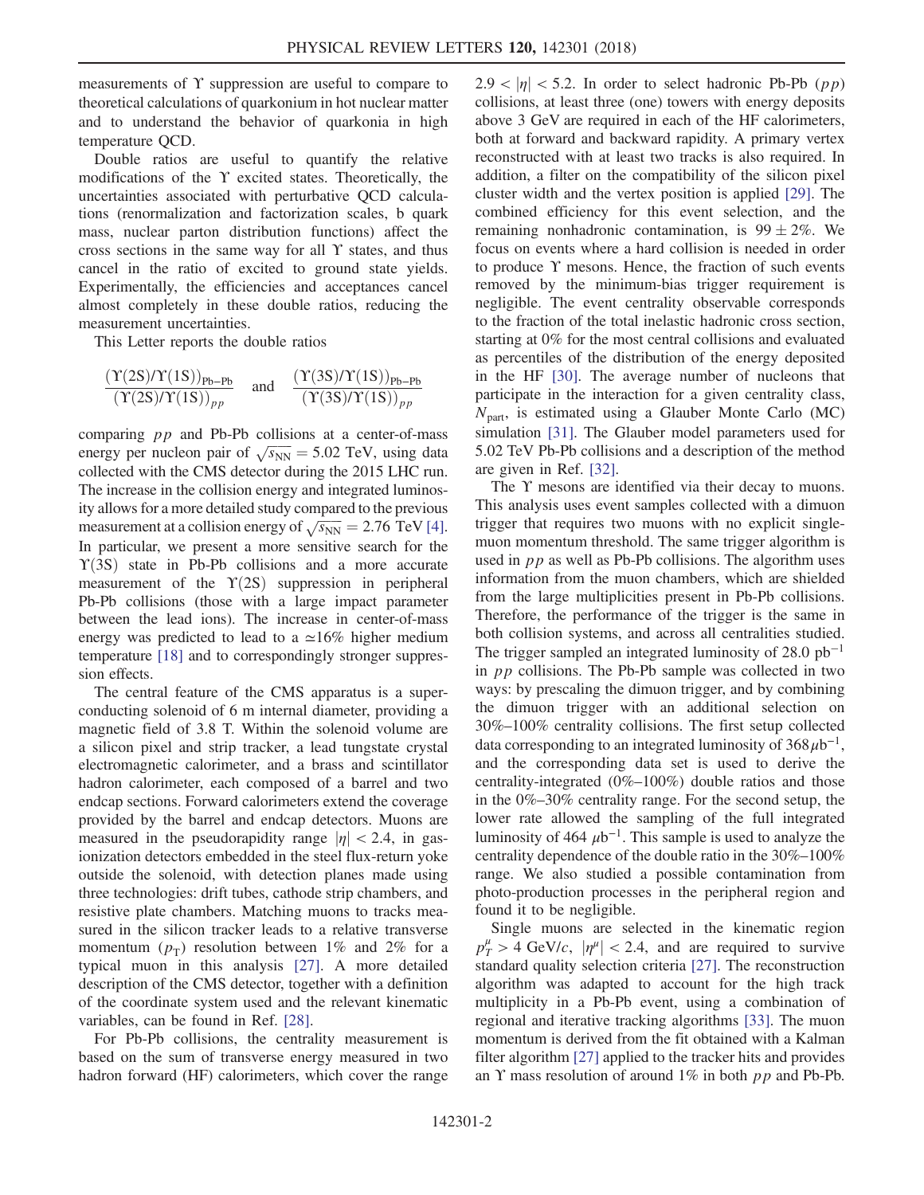measurements of $\Upsilon$ suppression are useful to compare to theoretical calculations of quarkonium in hot nuclear matter and to understand the behavior of quarkonia in high temperature QCD.

Double ratios are useful to quantify the relative modifications of the $\Upsilon$ excited states. Theoretically, the uncertainties associated with perturbative QCD calculations (renormalization and factorization scales, b quark mass, nuclear parton distribution functions) affect the cross sections in the same way for all $\Upsilon$ states, and thus cancel in the ratio of excited to ground state yields. Experimentally, the efficiencies and acceptances cancel almost completely in these double ratios, reducing the measurement uncertainties.

This Letter reports the double ratios

$$\frac{(\Upsilon(2S)/\Upsilon(1S))_{\text{Pb-Pb}}}{(\Upsilon(2S)/\Upsilon(1S))_{pp}} \quad \text{and} \quad \frac{(\Upsilon(3S)/\Upsilon(1S))_{\text{Pb-Pb}}}{(\Upsilon(3S)/\Upsilon(1S))_{pp}}$$

comparing $pp$ and Pb-Pb collisions at a center-of-mass energy per nucleon pair of $\sqrt{s_{\text{NN}}} = 5.02$ TeV, using data collected with the CMS detector during the 2015 LHC run. The increase in the collision energy and integrated luminosity allows for a more detailed study compared to the previous measurement at a collision energy of $\sqrt{s_{\text{NN}}} = 2.76$ TeV [4]. In particular, we present a more sensitive search for the $\Upsilon(3S)$ state in Pb-Pb collisions and a more accurate measurement of the $\Upsilon(2S)$ suppression in peripheral Pb-Pb collisions (those with a large impact parameter between the lead ions). The increase in center-of-mass energy was predicted to lead to a $\simeq$16% higher medium temperature [18] and to correspondingly stronger suppression effects.

The central feature of the CMS apparatus is a superconducting solenoid of 6 m internal diameter, providing a magnetic field of 3.8 T. Within the solenoid volume are a silicon pixel and strip tracker, a lead tungstate crystal electromagnetic calorimeter, and a brass and scintillator hadron calorimeter, each composed of a barrel and two endcap sections. Forward calorimeters extend the coverage provided by the barrel and endcap detectors. Muons are measured in the pseudorapidity range $|\eta| < 2.4$, in gas-ionization detectors embedded in the steel flux-return yoke outside the solenoid, with detection planes made using three technologies: drift tubes, cathode strip chambers, and resistive plate chambers. Matching muons to tracks measured in the silicon tracker leads to a relative transverse momentum ($p_{\text{T}}$) resolution between 1% and 2% for a typical muon in this analysis [27]. A more detailed description of the CMS detector, together with a definition of the coordinate system used and the relevant kinematic variables, can be found in Ref. [28].

For Pb-Pb collisions, the centrality measurement is based on the sum of transverse energy measured in two hadron forward (HF) calorimeters, which cover the range $2.9 < |\eta| < 5.2$. In order to select hadronic Pb-Pb ($pp$) collisions, at least three (one) towers with energy deposits above 3 GeV are required in each of the HF calorimeters, both at forward and backward rapidity. A primary vertex reconstructed with at least two tracks is also required. In addition, a filter on the compatibility of the silicon pixel cluster width and the vertex position is applied [29]. The combined efficiency for this event selection, and the remaining nonhadronic contamination, is $99 \pm 2\%$. We focus on events where a hard collision is needed in order to produce $\Upsilon$ mesons. Hence, the fraction of such events removed by the minimum-bias trigger requirement is negligible. The event centrality observable corresponds to the fraction of the total inelastic hadronic cross section, starting at 0% for the most central collisions and evaluated as percentiles of the distribution of the energy deposited in the HF [30]. The average number of nucleons that participate in the interaction for a given centrality class, $N_{\text{part}}$, is estimated using a Glauber Monte Carlo (MC) simulation [31]. The Glauber model parameters used for 5.02 TeV Pb-Pb collisions and a description of the method are given in Ref. [32].

The $\Upsilon$ mesons are identified via their decay to muons. This analysis uses event samples collected with a dimuon trigger that requires two muons with no explicit single-muon momentum threshold. The same trigger algorithm is used in $pp$ as well as Pb-Pb collisions. The algorithm uses information from the muon chambers, which are shielded from the large multiplicities present in Pb-Pb collisions. Therefore, the performance of the trigger is the same in both collision systems, and across all centralities studied. The trigger sampled an integrated luminosity of 28.0 pb$^{-1}$ in $pp$ collisions. The Pb-Pb sample was collected in two ways: by prescaling the dimuon trigger, and by combining the dimuon trigger with an additional selection on 30%–100% centrality collisions. The first setup collected data corresponding to an integrated luminosity of 368 $\mu$b$^{-1}$, and the corresponding data set is used to derive the centrality-integrated (0%–100%) double ratios and those in the 0%–30% centrality range. For the second setup, the lower rate allowed the sampling of the full integrated luminosity of 464 $\mu$b$^{-1}$. This sample is used to analyze the centrality dependence of the double ratio in the 30%–100% range. We also studied a possible contamination from photo-production processes in the peripheral region and found it to be negligible.

Single muons are selected in the kinematic region $p_T^\mu > 4$ GeV/$c$, $|\eta^\mu| < 2.4$, and are required to survive standard quality selection criteria [27]. The reconstruction algorithm was adapted to account for the high track multiplicity in a Pb-Pb event, using a combination of regional and iterative tracking algorithms [33]. The muon momentum is derived from the fit obtained with a Kalman filter algorithm [27] applied to the tracker hits and provides an $\Upsilon$ mass resolution of around 1% in both $pp$ and Pb-Pb.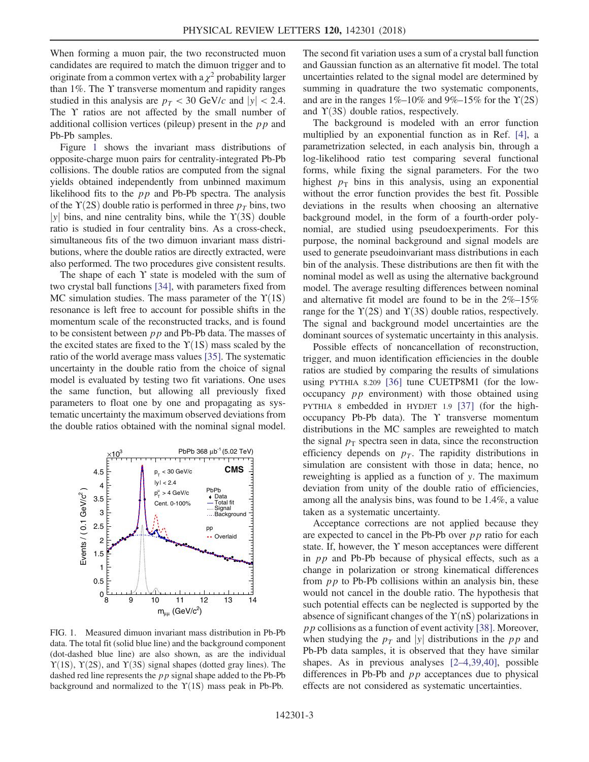When forming a muon pair, the two reconstructed muon candidates are required to match the dimuon trigger and to originate from a common vertex with a $\chi^2$ probability larger than 1%. The $\Upsilon$ transverse momentum and rapidity ranges studied in this analysis are $p_T < 30$ GeV/$c$ and $|y| < 2.4$. The $\Upsilon$ ratios are not affected by the small number of additional collision vertices (pileup) present in the $pp$ and Pb-Pb samples.

Figure 1 shows the invariant mass distributions of opposite-charge muon pairs for centrality-integrated Pb-Pb collisions. The double ratios are computed from the signal yields obtained independently from unbinned maximum likelihood fits to the $pp$ and Pb-Pb spectra. The analysis of the $\Upsilon(2S)$ double ratio is performed in three $p_T$ bins, two $|y|$ bins, and nine centrality bins, while the $\Upsilon(3S)$ double ratio is studied in four centrality bins. As a cross-check, simultaneous fits of the two dimuon invariant mass distributions, where the double ratios are directly extracted, were also performed. The two procedures give consistent results.

The shape of each $\Upsilon$ state is modeled with the sum of two crystal ball functions [34], with parameters fixed from MC simulation studies. The mass parameter of the $\Upsilon(1S)$ resonance is left free to account for possible shifts in the momentum scale of the reconstructed tracks, and is found to be consistent between $pp$ and Pb-Pb data. The masses of the excited states are fixed to the $\Upsilon(1S)$ mass scaled by the ratio of the world average mass values [35]. The systematic uncertainty in the double ratio from the choice of signal model is evaluated by testing two fit variations. One uses the same function, but allowing all previously fixed parameters to float one by one and propagating as systematic uncertainty the maximum observed deviations from the double ratios obtained with the nominal signal model.

FIG. 1. Measured dimuon invariant mass distribution in Pb-Pb data. The total fit (solid blue line) and the background component (dot-dashed blue line) are also shown, as are the individual $\Upsilon(1S)$, $\Upsilon(2S)$, and $\Upsilon(3S)$ signal shapes (dotted gray lines). The dashed red line represents the $pp$ signal shape added to the Pb-Pb background and normalized to the $\Upsilon(1S)$ mass peak in Pb-Pb.

The second fit variation uses a sum of a crystal ball function and Gaussian function as an alternative fit model. The total uncertainties related to the signal model are determined by summing in quadrature the two systematic components, and are in the ranges 1%–10% and 9%–15% for the $\Upsilon(2S)$ and $\Upsilon(3S)$ double ratios, respectively.

The background is modeled with an error function multiplied by an exponential function as in Ref. [4], a parametrization selected, in each analysis bin, through a log-likelihood ratio test comparing several functional forms, while fixing the signal parameters. For the two highest $p_T$ bins in this analysis, using an exponential without the error function provides the best fit. Possible deviations in the results when choosing an alternative background model, in the form of a fourth-order polynomial, are studied using pseudoexperiments. For this purpose, the nominal background and signal models are used to generate pseudoinvariant mass distributions in each bin of the analysis. These distributions are then fit with the nominal model as well as using the alternative background model. The average resulting differences between nominal and alternative fit model are found to be in the 2%–15% range for the $\Upsilon(2S)$ and $\Upsilon(3S)$ double ratios, respectively. The signal and background model uncertainties are the dominant sources of systematic uncertainty in this analysis.

Possible effects of noncancellation of reconstruction, trigger, and muon identification efficiencies in the double ratios are studied by comparing the results of simulations using PYTHIA 8.209 [36] tune CUETP8M1 (for the low-occupancy $pp$ environment) with those obtained using PYTHIA 8 embedded in HYDJET 1.9 [37] (for the high-occupancy Pb-Pb data). The $\Upsilon$ transverse momentum distributions in the MC samples are reweighted to match the signal $p_T$ spectra seen in data, since the reconstruction efficiency depends on $p_T$. The rapidity distributions in simulation are consistent with those in data; hence, no reweighting is applied as a function of $y$. The maximum deviation from unity of the double ratio of efficiencies, among all the analysis bins, was found to be 1.4%, a value taken as a systematic uncertainty.

Acceptance corrections are not applied because they are expected to cancel in the Pb-Pb over $pp$ ratio for each state. If, however, the $\Upsilon$ meson acceptances were different in $pp$ and Pb-Pb because of physical effects, such as a change in polarization or strong kinematical differences from $pp$ to Pb-Pb collisions within an analysis bin, these would not cancel in the double ratio. The hypothesis that such potential effects can be neglected is supported by the absence of significant changes of the $\Upsilon(nS)$ polarizations in $pp$ collisions as a function of event activity [38]. Moreover, when studying the $p_T$ and $|y|$ distributions in the $pp$ and Pb-Pb data samples, it is observed that they have similar shapes. As in previous analyses [2–4,39,40], possible differences in Pb-Pb and $pp$ acceptances due to physical effects are not considered as systematic uncertainties.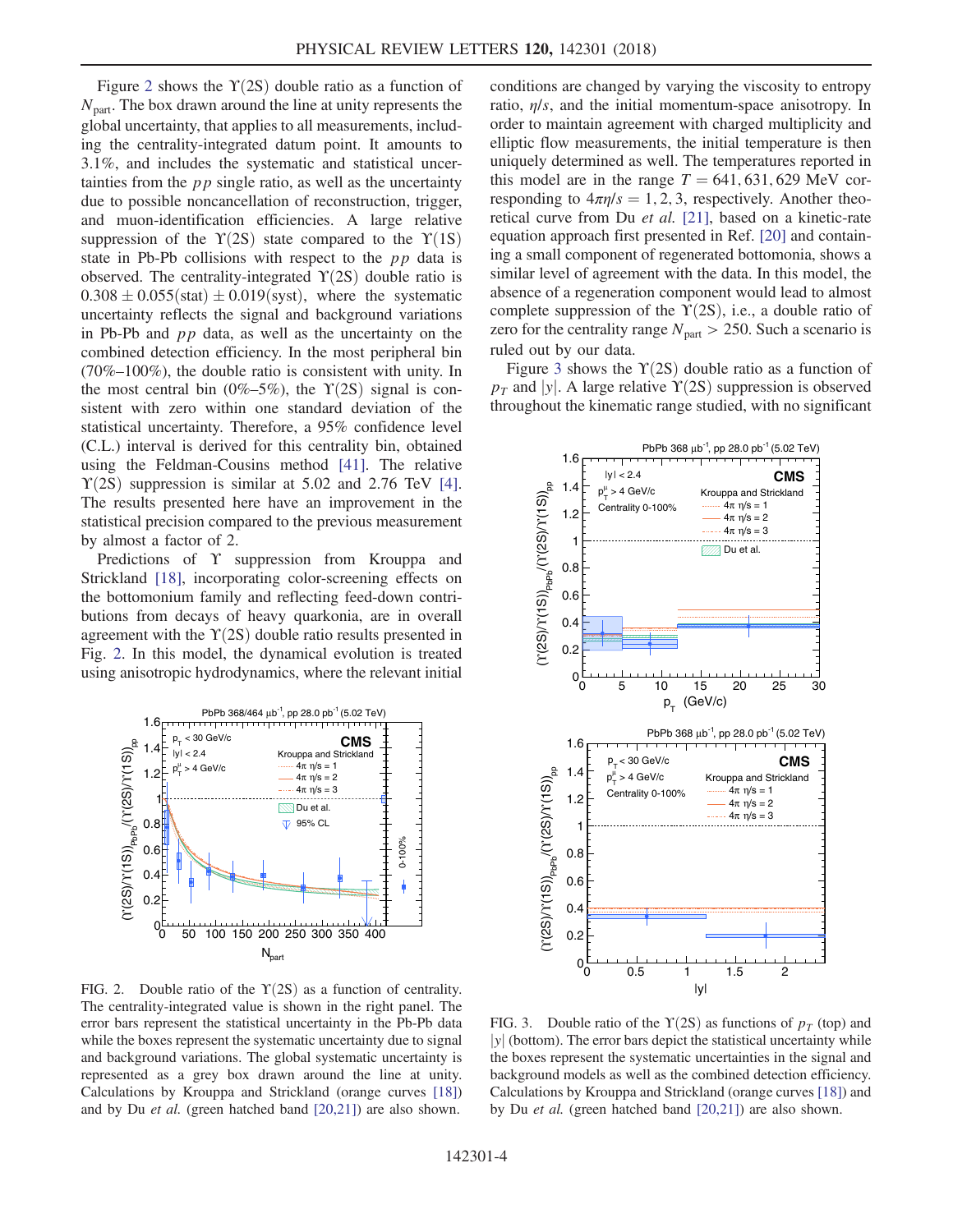Figure 2 shows the $\Upsilon(2S)$ double ratio as a function of $N_{\mathrm{part}}$. The box drawn around the line at unity represents the global uncertainty, that applies to all measurements, including the centrality-integrated datum point. It amounts to 3.1%, and includes the systematic and statistical uncertainties from the $pp$ single ratio, as well as the uncertainty due to possible noncancellation of reconstruction, trigger, and muon-identification efficiencies. A large relative suppression of the $\Upsilon(2S)$ state compared to the $\Upsilon(1S)$ state in Pb-Pb collisions with respect to the $pp$ data is observed. The centrality-integrated $\Upsilon(2S)$ double ratio is $0.308 \pm 0.055(\mathrm{stat}) \pm 0.019(\mathrm{syst})$, where the systematic uncertainty reflects the signal and background variations in Pb-Pb and $pp$ data, as well as the uncertainty on the combined detection efficiency. In the most peripheral bin (70%–100%), the double ratio is consistent with unity. In the most central bin (0%–5%), the $\Upsilon(2S)$ signal is consistent with zero within one standard deviation of the statistical uncertainty. Therefore, a 95% confidence level (C.L.) interval is derived for this centrality bin, obtained using the Feldman-Cousins method [41]. The relative $\Upsilon(2S)$ suppression is similar at 5.02 and 2.76 TeV [4]. The results presented here have an improvement in the statistical precision compared to the previous measurement by almost a factor of 2.

Predictions of $\Upsilon$ suppression from Krouppa and Strickland [18], incorporating color-screening effects on the bottomonium family and reflecting feed-down contributions from decays of heavy quarkonia, are in overall agreement with the $\Upsilon(2S)$ double ratio results presented in Fig. 2. In this model, the dynamical evolution is treated using anisotropic hydrodynamics, where the relevant initial conditions are changed by varying the viscosity to entropy ratio, $\eta/s$, and the initial momentum-space anisotropy. In order to maintain agreement with charged multiplicity and elliptic flow measurements, the initial temperature is then uniquely determined as well. The temperatures reported in this model are in the range $T = 641, 631, 629$ MeV corresponding to $4\pi\eta/s = 1, 2, 3$, respectively. Another theoretical curve from Du *et al.* [21], based on a kinetic-rate equation approach first presented in Ref. [20] and containing a small component of regenerated bottomonia, shows a similar level of agreement with the data. In this model, the absence of a regeneration component would lead to almost complete suppression of the $\Upsilon(2S)$, i.e., a double ratio of zero for the centrality range $N_{\mathrm{part}} > 250$. Such a scenario is ruled out by our data.

Figure 3 shows the $\Upsilon(2S)$ double ratio as a function of $p_T$ and $|y|$. A large relative $\Upsilon(2S)$ suppression is observed throughout the kinematic range studied, with no significant

FIG. 2. Double ratio of the $\Upsilon(2S)$ as a function of centrality. The centrality-integrated value is shown in the right panel. The error bars represent the statistical uncertainty in the Pb-Pb data while the boxes represent the systematic uncertainty due to signal and background variations. The global systematic uncertainty is represented as a grey box drawn around the line at unity. Calculations by Krouppa and Strickland (orange curves [18]) and by Du *et al.* (green hatched band [20,21]) are also shown.

FIG. 3. Double ratio of the $\Upsilon(2S)$ as functions of $p_T$ (top) and $|y|$ (bottom). The error bars depict the statistical uncertainty while the boxes represent the systematic uncertainties in the signal and background models as well as the combined detection efficiency. Calculations by Krouppa and Strickland (orange curves [18]) and by Du *et al.* (green hatched band [20,21]) are also shown.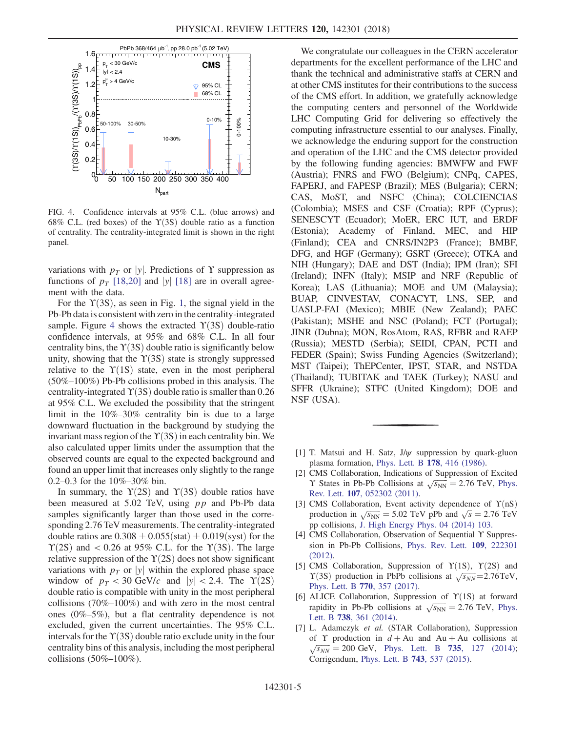FIG. 4. Confidence intervals at 95% C.L. (blue arrows) and 68% C.L. (red boxes) of the $\Upsilon(3S)$ double ratio as a function of centrality. The centrality-integrated limit is shown in the right panel.

variations with $p_T$ or $|y|$. Predictions of $\Upsilon$ suppression as functions of $p_T$ [18,20] and $|y|$ [18] are in overall agreement with the data.

For the $\Upsilon(3S)$, as seen in Fig. 1, the signal yield in the Pb-Pb data is consistent with zero in the centrality-integrated sample. Figure 4 shows the extracted $\Upsilon(3S)$ double-ratio confidence intervals, at 95% and 68% C.L. In all four centrality bins, the $\Upsilon(3S)$ double ratio is significantly below unity, showing that the $\Upsilon(3S)$ state is strongly suppressed relative to the $\Upsilon(1S)$ state, even in the most peripheral (50%–100%) Pb-Pb collisions probed in this analysis. The centrality-integrated $\Upsilon(3S)$ double ratio is smaller than 0.26 at 95% C.L. We excluded the possibility that the stringent limit in the 10%–30% centrality bin is due to a large downward fluctuation in the background by studying the invariant mass region of the $\Upsilon(3S)$ in each centrality bin. We also calculated upper limits under the assumption that the observed counts are equal to the expected background and found an upper limit that increases only slightly to the range 0.2–0.3 for the 10%–30% bin.

In summary, the $\Upsilon(2S)$ and $\Upsilon(3S)$ double ratios have been measured at 5.02 TeV, using $pp$ and Pb-Pb data samples significantly larger than those used in the corresponding 2.76 TeV measurements. The centrality-integrated double ratios are $0.308 \pm 0.055(\text{stat}) \pm 0.019(\text{syst})$ for the $\Upsilon(2S)$ and $< 0.26$ at 95% C.L. for the $\Upsilon(3S)$. The large relative suppression of the $\Upsilon(2S)$ does not show significant variations with $p_T$ or $|y|$ within the explored phase space window of $p_T < 30$ GeV/$c$ and $|y| < 2.4$. The $\Upsilon(2S)$ double ratio is compatible with unity in the most peripheral collisions (70%–100%) and with zero in the most central ones (0%–5%), but a flat centrality dependence is not excluded, given the current uncertainties. The 95% C.L. intervals for the $\Upsilon(3S)$ double ratio exclude unity in the four centrality bins of this analysis, including the most peripheral collisions (50%–100%).

We congratulate our colleagues in the CERN accelerator departments for the excellent performance of the LHC and thank the technical and administrative staffs at CERN and at other CMS institutes for their contributions to the success of the CMS effort. In addition, we gratefully acknowledge the computing centers and personnel of the Worldwide LHC Computing Grid for delivering so effectively the computing infrastructure essential to our analyses. Finally, we acknowledge the enduring support for the construction and operation of the LHC and the CMS detector provided by the following funding agencies: BMWFW and FWF (Austria); FNRS and FWO (Belgium); CNPq, CAPES, FAPERJ, and FAPESP (Brazil); MES (Bulgaria); CERN; CAS, MoST, and NSFC (China); COLCIENCIAS (Colombia); MSES and CSF (Croatia); RPF (Cyprus); SENESCYT (Ecuador); MoER, ERC IUT, and ERDF (Estonia); Academy of Finland, MEC, and HIP (Finland); CEA and CNRS/IN2P3 (France); BMBF, DFG, and HGF (Germany); GSRT (Greece); OTKA and NIH (Hungary); DAE and DST (India); IPM (Iran); SFI (Ireland); INFN (Italy); MSIP and NRF (Republic of Korea); LAS (Lithuania); MOE and UM (Malaysia); BUAP, CINVESTAV, CONACYT, LNS, SEP, and UASLP-FAI (Mexico); MBIE (New Zealand); PAEC (Pakistan); MSHE and NSC (Poland); FCT (Portugal); JINR (Dubna); MON, RosAtom, RAS, RFBR and RAEP (Russia); MESTD (Serbia); SEIDI, CPAN, PCTI and FEDER (Spain); Swiss Funding Agencies (Switzerland); MST (Taipei); ThEPCenter, IPST, STAR, and NSTDA (Thailand); TUBITAK and TAEK (Turkey); NASU and SFFR (Ukraine); STFC (United Kingdom); DOE and NSF (USA).

[1] T. Matsui and H. Satz, $J/\psi$ suppression by quark-gluon plasma formation, Phys. Lett. B **178**, 416 (1986).

[2] CMS Collaboration, Indications of Suppression of Excited $\Upsilon$ States in Pb-Pb Collisions at $\sqrt{s_{\mathrm{NN}}} = 2.76$ TeV, Phys. Rev. Lett. **107**, 052302 (2011).

[3] CMS Collaboration, Event activity dependence of $\Upsilon(nS)$ production in $\sqrt{s_{\mathrm{NN}}} = 5.02$ TeV pPb and $\sqrt{s} = 2.76$ TeV pp collisions, J. High Energy Phys. 04 (2014) 103.

[4] CMS Collaboration, Observation of Sequential $\Upsilon$ Suppression in Pb-Pb Collisions, Phys. Rev. Lett. **109**, 222301 (2012).

[5] CMS Collaboration, Suppression of $\Upsilon(1S)$, $\Upsilon(2S)$ and $\Upsilon(3S)$ production in PbPb collisions at $\sqrt{s_{NN}}$=2.76TeV, Phys. Lett. B **770**, 357 (2017).

[6] ALICE Collaboration, Suppression of $\Upsilon(1S)$ at forward rapidity in Pb-Pb collisions at $\sqrt{s_{\mathrm{NN}}} = 2.76$ TeV, Phys. Lett. B **738**, 361 (2014).

[7] L. Adamczyk *et al.* (STAR Collaboration), Suppression of $\Upsilon$ production in $d+\mathrm{Au}$ and $\mathrm{Au}+\mathrm{Au}$ collisions at $\sqrt{s_{NN}} = 200$ GeV, Phys. Lett. B **735**, 127 (2014); Corrigendum, Phys. Lett. B **743**, 537 (2015).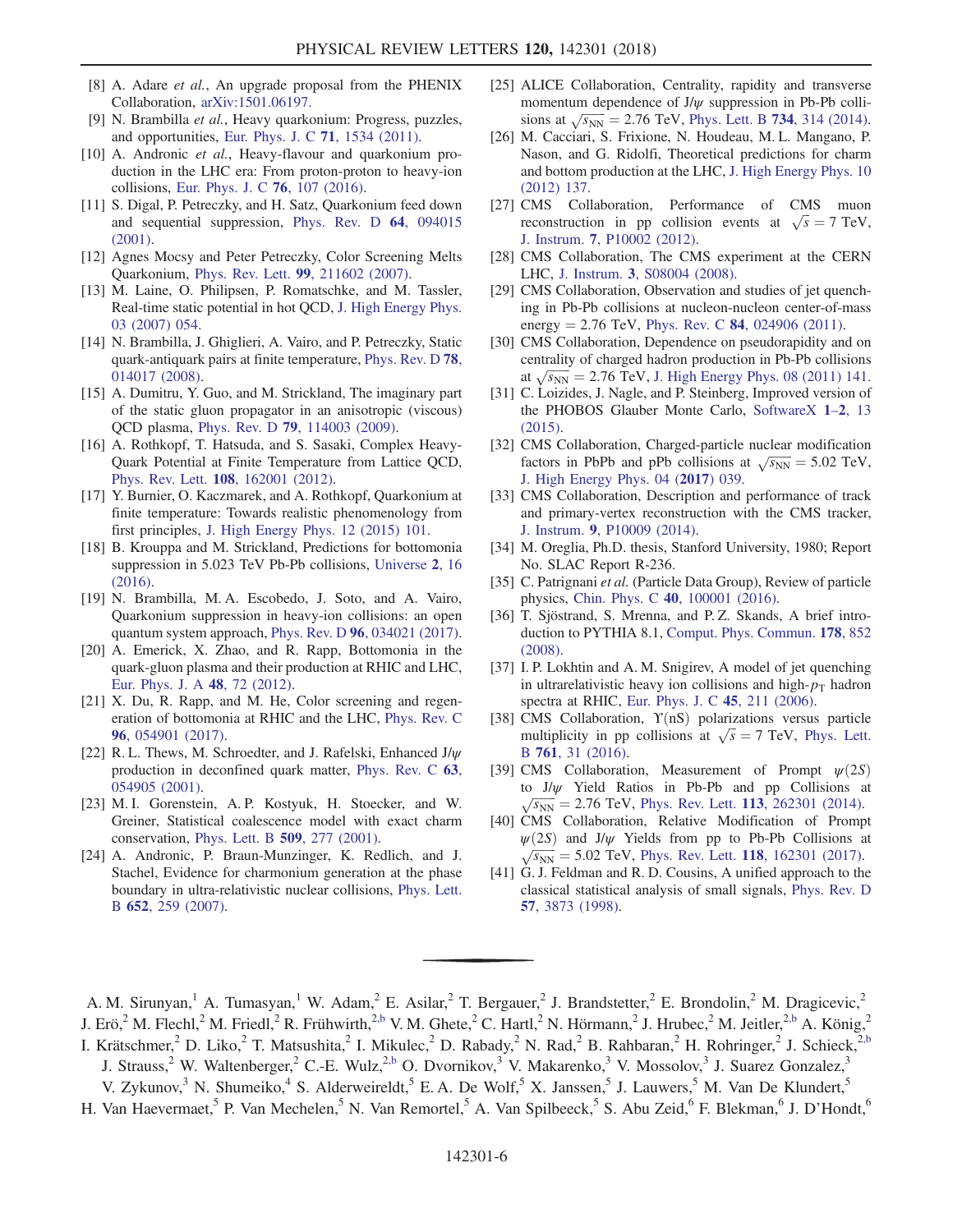[8] A. Adare *et al.*, An upgrade proposal from the PHENIX Collaboration, arXiv:1501.06197.

[9] N. Brambilla *et al.*, Heavy quarkonium: Progress, puzzles, and opportunities, Eur. Phys. J. C **71**, 1534 (2011).

[10] A. Andronic *et al.*, Heavy-flavour and quarkonium production in the LHC era: From proton-proton to heavy-ion collisions, Eur. Phys. J. C **76**, 107 (2016).

[11] S. Digal, P. Petreczky, and H. Satz, Quarkonium feed down and sequential suppression, Phys. Rev. D **64**, 094015 (2001).

[12] Agnes Mocsy and Peter Petreczky, Color Screening Melts Quarkonium, Phys. Rev. Lett. **99**, 211602 (2007).

[13] M. Laine, O. Philipsen, P. Romatschke, and M. Tassler, Real-time static potential in hot QCD, J. High Energy Phys. 03 (2007) 054.

[14] N. Brambilla, J. Ghiglieri, A. Vairo, and P. Petreczky, Static quark-antiquark pairs at finite temperature, Phys. Rev. D **78**, 014017 (2008).

[15] A. Dumitru, Y. Guo, and M. Strickland, The imaginary part of the static gluon propagator in an anisotropic (viscous) QCD plasma, Phys. Rev. D **79**, 114003 (2009).

[16] A. Rothkopf, T. Hatsuda, and S. Sasaki, Complex Heavy-Quark Potential at Finite Temperature from Lattice QCD, Phys. Rev. Lett. **108**, 162001 (2012).

[17] Y. Burnier, O. Kaczmarek, and A. Rothkopf, Quarkonium at finite temperature: Towards realistic phenomenology from first principles, J. High Energy Phys. 12 (2015) 101.

[18] B. Krouppa and M. Strickland, Predictions for bottomonia suppression in 5.023 TeV Pb-Pb collisions, Universe **2**, 16 (2016).

[19] N. Brambilla, M. A. Escobedo, J. Soto, and A. Vairo, Quarkonium suppression in heavy-ion collisions: an open quantum system approach, Phys. Rev. D **96**, 034021 (2017).

[20] A. Emerick, X. Zhao, and R. Rapp, Bottomonia in the quark-gluon plasma and their production at RHIC and LHC, Eur. Phys. J. A **48**, 72 (2012).

[21] X. Du, R. Rapp, and M. He, Color screening and regeneration of bottomonia at RHIC and the LHC, Phys. Rev. C **96**, 054901 (2017).

[22] R. L. Thews, M. Schroedter, and J. Rafelski, Enhanced J/$\psi$ production in deconfined quark matter, Phys. Rev. C **63**, 054905 (2001).

[23] M. I. Gorenstein, A. P. Kostyuk, H. Stoecker, and W. Greiner, Statistical coalescence model with exact charm conservation, Phys. Lett. B **509**, 277 (2001).

[24] A. Andronic, P. Braun-Munzinger, K. Redlich, and J. Stachel, Evidence for charmonium generation at the phase boundary in ultra-relativistic nuclear collisions, Phys. Lett. B **652**, 259 (2007).

[25] ALICE Collaboration, Centrality, rapidity and transverse momentum dependence of J/$\psi$ suppression in Pb-Pb collisions at $\sqrt{s_{NN}} = 2.76$ TeV, Phys. Lett. B **734**, 314 (2014).

[26] M. Cacciari, S. Frixione, N. Houdeau, M. L. Mangano, P. Nason, and G. Ridolfi, Theoretical predictions for charm and bottom production at the LHC, J. High Energy Phys. 10 (2012) 137.

[27] CMS Collaboration, Performance of CMS muon reconstruction in pp collision events at $\sqrt{s} = 7$ TeV, J. Instrum. **7**, P10002 (2012).

[28] CMS Collaboration, The CMS experiment at the CERN LHC, J. Instrum. **3**, S08004 (2008).

[29] CMS Collaboration, Observation and studies of jet quenching in Pb-Pb collisions at nucleon-nucleon center-of-mass energy = 2.76 TeV, Phys. Rev. C **84**, 024906 (2011).

[30] CMS Collaboration, Dependence on pseudorapidity and on centrality of charged hadron production in Pb-Pb collisions at $\sqrt{s_{NN}} = 2.76$ TeV, J. High Energy Phys. 08 (2011) 141.

[31] C. Loizides, J. Nagle, and P. Steinberg, Improved version of the PHOBOS Glauber Monte Carlo, SoftwareX **1–2**, 13 (2015).

[32] CMS Collaboration, Charged-particle nuclear modification factors in PbPb and pPb collisions at $\sqrt{s_{NN}} = 5.02$ TeV, J. High Energy Phys. 04 (**2017**) 039.

[33] CMS Collaboration, Description and performance of track and primary-vertex reconstruction with the CMS tracker, J. Instrum. **9**, P10009 (2014).

[34] M. Oreglia, Ph.D. thesis, Stanford University, 1980; Report No. SLAC Report R-236.

[35] C. Patrignani *et al.* (Particle Data Group), Review of particle physics, Chin. Phys. C **40**, 100001 (2016).

[36] T. Sjöstrand, S. Mrenna, and P. Z. Skands, A brief introduction to PYTHIA 8.1, Comput. Phys. Commun. **178**, 852 (2008).

[37] I. P. Lokhtin and A. M. Snigirev, A model of jet quenching in ultrarelativistic heavy ion collisions and high-$p_T$ hadron spectra at RHIC, Eur. Phys. J. C **45**, 211 (2006).

[38] CMS Collaboration, $\Upsilon$(nS) polarizations versus particle multiplicity in pp collisions at $\sqrt{s} = 7$ TeV, Phys. Lett. B **761**, 31 (2016).

[39] CMS Collaboration, Measurement of Prompt $\psi(2S)$ to J/$\psi$ Yield Ratios in Pb-Pb and pp Collisions at $\sqrt{s_{NN}} = 2.76$ TeV, Phys. Rev. Lett. **113**, 262301 (2014).

[40] CMS Collaboration, Relative Modification of Prompt $\psi(2S)$ and J/$\psi$ Yields from pp to Pb-Pb Collisions at $\sqrt{s_{NN}} = 5.02$ TeV, Phys. Rev. Lett. **118**, 162301 (2017).

[41] G. J. Feldman and R. D. Cousins, A unified approach to the classical statistical analysis of small signals, Phys. Rev. D **57**, 3873 (1998).

---

A. M. Sirunyan,[1] A. Tumasyan,[1] W. Adam,[2] E. Asilar,[2] T. Bergauer,[2] J. Brandstetter,[2] E. Brondolin,[2] M. Dragicevic,[2] J. Erö,[2] M. Flechl,[2] M. Friedl,[2] R. Frühwirth,[2,b] V. M. Ghete,[2] C. Hartl,[2] N. Hörmann,[2] J. Hrubec,[2] M. Jeitler,[2,b] A. König,[2] I. Krätschmer,[2] D. Liko,[2] T. Matsushita,[2] I. Mikulec,[2] D. Rabady,[2] N. Rad,[2] B. Rahbaran,[2] H. Rohringer,[2] J. Schieck,[2,b] J. Strauss,[2] W. Waltenberger,[2] C.-E. Wulz,[2,b] O. Dvornikov,[3] V. Makarenko,[3] V. Mossolov,[3] J. Suarez Gonzalez,[3] V. Zykunov,[3] N. Shumeiko,[4] S. Alderweireldt,[5] E. A. De Wolf,[5] X. Janssen,[5] J. Lauwers,[5] M. Van De Klundert,[5] H. Van Haevermaet,[5] P. Van Mechelen,[5] N. Van Remortel,[5] A. Van Spilbeeck,[5] S. Abu Zeid,[6] F. Blekman,[6] J. D'Hondt,[6]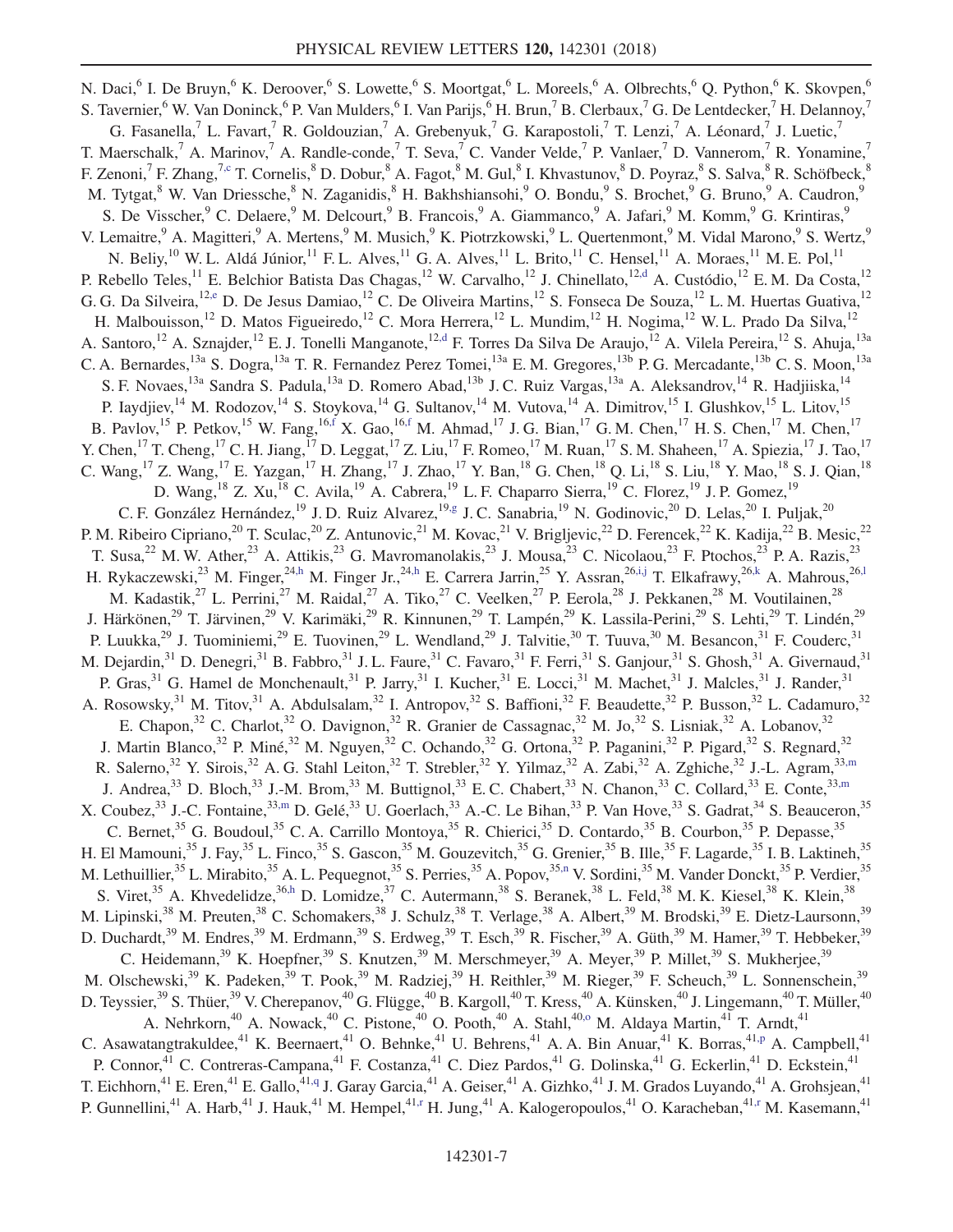N. Daci,[6] I. De Bruyn,[6] K. Deroover,[6] S. Lowette,[6] S. Moortgat,[6] L. Moreels,[6] A. Olbrechts,[6] Q. Python,[6] K. Skovpen,[6] S. Tavernier,[6] W. Van Doninck,[6] P. Van Mulders,[6] I. Van Parijs,[6] H. Brun,[7] B. Clerbaux,[7] G. De Lentdecker,[7] H. Delannoy,[7] G. Fasanella,[7] L. Favart,[7] R. Goldouzian,[7] A. Grebenyuk,[7] G. Karapostoli,[7] T. Lenzi,[7] A. Léonard,[7] J. Luetic,[7] T. Maerschalk,[7] A. Marinov,[7] A. Randle-conde,[7] T. Seva,[7] C. Vander Velde,[7] P. Vanlaer,[7] D. Vannerom,[7] R. Yonamine,[7] F. Zenoni,[7] F. Zhang,[7,c] T. Cornelis,[8] D. Dobur,[8] A. Fagot,[8] M. Gul,[8] I. Khvastunov,[8] D. Poyraz,[8] S. Salva,[8] R. Schöfbeck,[8] M. Tytgat,[8] W. Van Driessche,[8] N. Zaganidis,[8] H. Bakhshiansohi,[9] O. Bondu,[9] S. Brochet,[9] G. Bruno,[9] A. Caudron,[9] S. De Visscher,[9] C. Delaere,[9] M. Delcourt,[9] B. Francois,[9] A. Giammanco,[9] A. Jafari,[9] M. Komm,[9] G. Krintiras,[9] V. Lemaitre,[9] A. Magitteri,[9] A. Mertens,[9] M. Musich,[9] K. Piotrzkowski,[9] L. Quertenmont,[9] M. Vidal Marono,[9] S. Wertz,[9] N. Beliy,[10] W. L. Aldá Júnior,[11] F. L. Alves,[11] G. A. Alves,[11] L. Brito,[11] C. Hensel,[11] A. Moraes,[11] M. E. Pol,[11] P. Rebello Teles,[11] E. Belchior Batista Das Chagas,[12] W. Carvalho,[12] J. Chinellato,[12,d] A. Custódio,[12] E. M. Da Costa,[12] G. G. Da Silveira,[12,e] D. De Jesus Damiao,[12] C. De Oliveira Martins,[12] S. Fonseca De Souza,[12] L. M. Huertas Guativa,[12] H. Malbouisson,[12] D. Matos Figueiredo,[12] C. Mora Herrera,[12] L. Mundim,[12] H. Nogima,[12] W. L. Prado Da Silva,[12] A. Santoro,[12] A. Sznajder,[12] E. J. Tonelli Manganote,[12,d] F. Torres Da Silva De Araujo,[12] A. Vilela Pereira,[12] S. Ahuja,[13a] C. A. Bernardes,[13a] S. Dogra,[13a] T. R. Fernandez Perez Tomei,[13a] E. M. Gregores,[13b] P. G. Mercadante,[13b] C. S. Moon,[13a] S. F. Novaes,[13a] Sandra S. Padula,[13a] D. Romero Abad,[13b] J. C. Ruiz Vargas,[13a] A. Aleksandrov,[14] R. Hadjiiska,[14] P. Iaydjiev,[14] M. Rodozov,[14] S. Stoykova,[14] G. Sultanov,[14] M. Vutova,[14] A. Dimitrov,[15] I. Glushkov,[15] L. Litov,[15] B. Pavlov,[15] P. Petkov,[15] W. Fang,[16,f] X. Gao,[16,f] M. Ahmad,[17] J. G. Bian,[17] G. M. Chen,[17] H. S. Chen,[17] M. Chen,[17] Y. Chen,[17] T. Cheng,[17] C. H. Jiang,[17] D. Leggat,[17] Z. Liu,[17] F. Romeo,[17] M. Ruan,[17] S. M. Shaheen,[17] A. Spiezia,[17] J. Tao,[17] C. Wang,[17] Z. Wang,[17] E. Yazgan,[17] H. Zhang,[17] J. Zhao,[17] Y. Ban,[18] G. Chen,[18] Q. Li,[18] S. Liu,[18] Y. Mao,[18] S. J. Qian,[18] D. Wang,[18] Z. Xu,[18] C. Avila,[19] A. Cabrera,[19] L. F. Chaparro Sierra,[19] C. Florez,[19] J. P. Gomez,[19] C. F. González Hernández,[19] J. D. Ruiz Alvarez,[19,g] J. C. Sanabria,[19] N. Godinovic,[20] D. Lelas,[20] I. Puljak,[20] P. M. Ribeiro Cipriano,[20] T. Sculac,[20] Z. Antunovic,[21] M. Kovac,[21] V. Brigljevic,[22] D. Ferencek,[22] K. Kadija,[22] B. Mesic,[22] T. Susa,[22] M. W. Ather,[23] A. Attikis,[23] G. Mavromanolakis,[23] J. Mousa,[23] C. Nicolaou,[23] F. Ptochos,[23] P. A. Razis,[23] H. Rykaczewski,[23] M. Finger,[24,h] M. Finger Jr.,[24,h] E. Carrera Jarrin,[25] Y. Assran,[26,i,j] T. Elkafrawy,[26,k] A. Mahrous,[26,l] M. Kadastik,[27] L. Perrini,[27] M. Raidal,[27] A. Tiko,[27] C. Veelken,[27] P. Eerola,[28] J. Pekkanen,[28] M. Voutilainen,[28] J. Härkönen,[29] T. Järvinen,[29] V. Karimäki,[29] R. Kinnunen,[29] T. Lampén,[29] K. Lassila-Perini,[29] S. Lehti,[29] T. Lindén,[29] P. Luukka,[29] J. Tuominiemi,[29] E. Tuovinen,[29] L. Wendland,[29] J. Talvitie,[30] T. Tuuva,[30] M. Besancon,[31] F. Couderc,[31] M. Dejardin,[31] D. Denegri,[31] B. Fabbro,[31] J. L. Faure,[31] C. Favaro,[31] F. Ferri,[31] S. Ganjour,[31] S. Ghosh,[31] A. Givernaud,[31] P. Gras,[31] G. Hamel de Monchenault,[31] P. Jarry,[31] I. Kucher,[31] E. Locci,[31] M. Machet,[31] J. Malcles,[31] J. Rander,[31] A. Rosowsky,[31] M. Titov,[31] A. Abdulsalam,[32] I. Antropov,[32] S. Baffioni,[32] F. Beaudette,[32] P. Busson,[32] L. Cadamuro,[32] E. Chapon,[32] C. Charlot,[32] O. Davignon,[32] R. Granier de Cassagnac,[32] M. Jo,[32] S. Lisniak,[32] A. Lobanov,[32] J. Martin Blanco,[32] P. Miné,[32] M. Nguyen,[32] C. Ochando,[32] G. Ortona,[32] P. Paganini,[32] P. Pigard,[32] S. Regnard,[32] R. Salerno,[32] Y. Sirois,[32] A. G. Stahl Leiton,[32] T. Strebler,[32] Y. Yilmaz,[32] A. Zabi,[32] A. Zghiche,[32] J.-L. Agram,[33,m] J. Andrea,[33] D. Bloch,[33] J.-M. Brom,[33] M. Buttignol,[33] E. C. Chabert,[33] N. Chanon,[33] C. Collard,[33] E. Conte,[33,m] X. Coubez,[33] J.-C. Fontaine,[33,m] D. Gelé,[33] U. Goerlach,[33] A.-C. Le Bihan,[33] P. Van Hove,[33] S. Gadrat,[34] S. Beauceron,[35] C. Bernet,[35] G. Boudoul,[35] C. A. Carrillo Montoya,[35] R. Chierici,[35] D. Contardo,[35] B. Courbon,[35] P. Depasse,[35] H. El Mamouni,[35] J. Fay,[35] L. Finco,[35] S. Gascon,[35] M. Gouzevitch,[35] G. Grenier,[35] B. Ille,[35] F. Lagarde,[35] I. B. Laktineh,[35] M. Lethuillier,[35] L. Mirabito,[35] A. L. Pequegnot,[35] S. Perries,[35] A. Popov,[35,n] V. Sordini,[35] M. Vander Donckt,[35] P. Verdier,[35] S. Viret,[35] A. Khvedelidze,[36,h] D. Lomidze,[37] C. Autermann,[38] S. Beranek,[38] L. Feld,[38] M. K. Kiesel,[38] K. Klein,[38] M. Lipinski,[38] M. Preuten,[38] C. Schomakers,[38] J. Schulz,[38] T. Verlage,[38] A. Albert,[39] M. Brodski,[39] E. Dietz-Laursonn,[39] D. Duchardt,[39] M. Endres,[39] M. Erdmann,[39] S. Erdweg,[39] T. Esch,[39] R. Fischer,[39] A. Güth,[39] M. Hamer,[39] T. Hebbeker,[39] C. Heidemann,[39] K. Hoepfner,[39] S. Knutzen,[39] M. Merschmeyer,[39] A. Meyer,[39] P. Millet,[39] S. Mukherjee,[39] M. Olschewski,[39] K. Padeken,[39] T. Pook,[39] M. Radziej,[39] H. Reithler,[39] M. Rieger,[39] F. Scheuch,[39] L. Sonnenschein,[39] D. Teyssier,[39] S. Thüer,[39] V. Cherepanov,[40] G. Flügge,[40] B. Kargoll,[40] T. Kress,[40] A. Künsken,[40] J. Lingemann,[40] T. Müller,[40] A. Nehrkorn,[40] A. Nowack,[40] C. Pistone,[40] O. Pooth,[40] A. Stahl,[40,o] M. Aldaya Martin,[41] T. Arndt,[41] C. Asawatangtrakuldee,[41] K. Beernaert,[41] O. Behnke,[41] U. Behrens,[41] A. A. Bin Anuar,[41] K. Borras,[41,p] A. Campbell,[41] P. Connor,[41] C. Contreras-Campana,[41] F. Costanza,[41] C. Diez Pardos,[41] G. Dolinska,[41] G. Eckerlin,[41] D. Eckstein,[41] T. Eichhorn,[41] E. Eren,[41] E. Gallo,[41,q] J. Garay Garcia,[41] A. Geiser,[41] A. Gizhko,[41] J. M. Grados Luyando,[41] A. Grohsjean,[41] P. Gunnellini,[41] A. Harb,[41] J. Hauk,[41] M. Hempel,[41,r] H. Jung,[41] A. Kalogeropoulos,[41] O. Karacheban,[41,r] M. Kasemann,[41]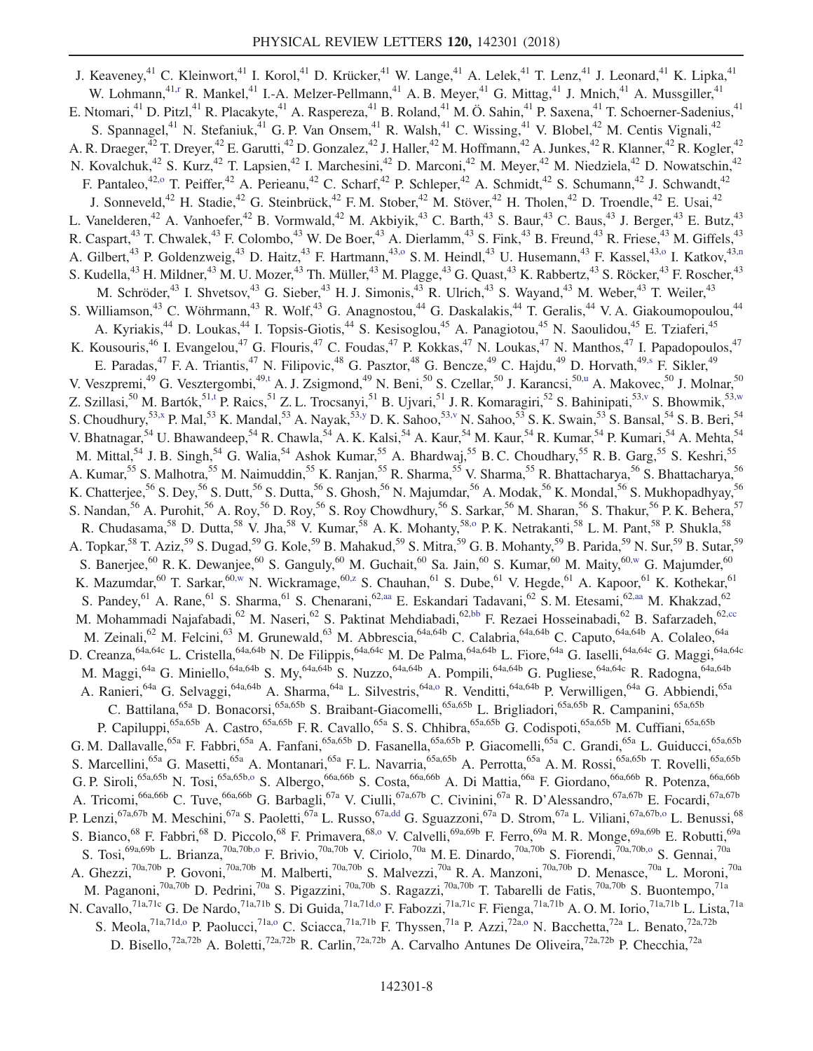J. Keaveney,[41] C. Kleinwort,[41] I. Korol,[41] D. Krücker,[41] W. Lange,[41] A. Lelek,[41] T. Lenz,[41] J. Leonard,[41] K. Lipka,[41] W. Lohmann,[41,r] R. Mankel,[41] I.-A. Melzer-Pellmann,[41] A. B. Meyer,[41] G. Mittag,[41] J. Mnich,[41] A. Mussgiller,[41] E. Ntomari,[41] D. Pitzl,[41] R. Placakyte,[41] A. Raspereza,[41] B. Roland,[41] M. Ö. Sahin,[41] P. Saxena,[41] T. Schoerner-Sadenius,[41] S. Spannagel,[41] N. Stefaniuk,[41] G. P. Van Onsem,[41] R. Walsh,[41] C. Wissing,[41] V. Blobel,[42] M. Centis Vignali,[42] A. R. Draeger,[42] T. Dreyer,[42] E. Garutti,[42] D. Gonzalez,[42] J. Haller,[42] M. Hoffmann,[42] A. Junkes,[42] R. Klanner,[42] R. Kogler,[42] N. Kovalchuk,[42] S. Kurz,[42] T. Lapsien,[42] I. Marchesini,[42] D. Marconi,[42] M. Meyer,[42] M. Niedziela,[42] D. Nowatschin,[42] F. Pantaleo,[42,o] T. Peiffer,[42] A. Perieanu,[42] C. Scharf,[42] P. Schleper,[42] A. Schmidt,[42] S. Schumann,[42] J. Schwandt,[42] J. Sonneveld,[42] H. Stadie,[42] G. Steinbrück,[42] F. M. Stober,[42] M. Stöver,[42] H. Tholen,[42] D. Troendle,[42] E. Usai,[42] L. Vanelderen,[42] A. Vanhoefer,[42] B. Vormwald,[42] M. Akbiyik,[43] C. Barth,[43] S. Baur,[43] C. Baus,[43] J. Berger,[43] E. Butz,[43] R. Caspart,[43] T. Chwalek,[43] F. Colombo,[43] W. De Boer,[43] A. Dierlamm,[43] S. Fink,[43] B. Freund,[43] R. Friese,[43] M. Giffels,[43] A. Gilbert,[43] P. Goldenzweig,[43] D. Haitz,[43] F. Hartmann,[43,o] S. M. Heindl,[43] U. Husemann,[43] F. Kassel,[43,o] I. Katkov,[43,n] S. Kudella,[43] H. Mildner,[43] M. U. Mozer,[43] Th. Müller,[43] M. Plagge,[43] G. Quast,[43] K. Rabbertz,[43] S. Röcker,[43] F. Roscher,[43] M. Schröder,[43] I. Shvetsov,[43] G. Sieber,[43] H. J. Simonis,[43] R. Ulrich,[43] S. Wayand,[43] M. Weber,[43] T. Weiler,[43] S. Williamson,[43] C. Wöhrmann,[43] R. Wolf,[43] G. Anagnostou,[44] G. Daskalakis,[44] T. Geralis,[44] V. A. Giakoumopoulou,[44] A. Kyriakis,[44] D. Loukas,[44] I. Topsis-Giotis,[44] S. Kesisoglou,[45] A. Panagiotou,[45] N. Saoulidou,[45] E. Tziaferi,[45] K. Kousouris,[46] I. Evangelou,[47] G. Flouris,[47] C. Foudas,[47] P. Kokkas,[47] N. Loukas,[47] N. Manthos,[47] I. Papadopoulos,[47] E. Paradas,[47] F. A. Triantis,[47] N. Filipovic,[48] G. Pasztor,[48] G. Bencze,[49] C. Hajdu,[49] D. Horvath,[49,s] F. Sikler,[49] V. Veszpremi,[49] G. Vesztergombi,[49,t] A. J. Zsigmond,[49] N. Beni,[50] S. Czellar,[50] J. Karancsi,[50,u] A. Makovec,[50] J. Molnar,[50] Z. Szillasi,[50] M. Bartók,[51,t] P. Raics,[51] Z. L. Trocsanyi,[51] B. Ujvari,[51] J. R. Komaragiri,[52] S. Bahinipati,[53,v] S. Bhowmik,[53,w] S. Choudhury,[53,x] P. Mal,[53] K. Mandal,[53] A. Nayak,[53,y] D. K. Sahoo,[53,v] N. Sahoo,[53] S. K. Swain,[53] S. Bansal,[54] S. B. Beri,[54] V. Bhatnagar,[54] U. Bhawandeep,[54] R. Chawla,[54] A. K. Kalsi,[54] A. Kaur,[54] M. Kaur,[54] R. Kumar,[54] P. Kumari,[54] A. Mehta,[54] M. Mittal,[54] J. B. Singh,[54] G. Walia,[54] Ashok Kumar,[55] A. Bhardwaj,[55] B. C. Choudhary,[55] R. B. Garg,[55] S. Keshri,[55] A. Kumar,[55] S. Malhotra,[55] M. Naimuddin,[55] K. Ranjan,[55] R. Sharma,[55] V. Sharma,[55] R. Bhattacharya,[56] S. Bhattacharya,[56] K. Chatterjee,[56] S. Dey,[56] S. Dutt,[56] S. Dutta,[56] S. Ghosh,[56] N. Majumdar,[56] A. Modak,[56] K. Mondal,[56] S. Mukhopadhyay,[56] S. Nandan,[56] A. Purohit,[56] A. Roy,[56] D. Roy,[56] S. Roy Chowdhury,[56] S. Sarkar,[56] M. Sharan,[56] S. Thakur,[56] P. K. Behera,[57] R. Chudasama,[58] D. Dutta,[58] V. Jha,[58] V. Kumar,[58] A. K. Mohanty,[58,o] P. K. Netrakanti,[58] L. M. Pant,[58] P. Shukla,[58] A. Topkar,[58] T. Aziz,[59] S. Dugad,[59] G. Kole,[59] B. Mahakud,[59] S. Mitra,[59] G. B. Mohanty,[59] B. Parida,[59] N. Sur,[59] B. Sutar,[59] S. Banerjee,[60] R. K. Dewanjee,[60] S. Ganguly,[60] M. Guchait,[60] Sa. Jain,[60] S. Kumar,[60] M. Maity,[60,w] G. Majumder,[60] K. Mazumdar,[60] T. Sarkar,[60,w] N. Wickramage,[60,z] S. Chauhan,[61] S. Dube,[61] V. Hegde,[61] A. Kapoor,[61] K. Kothekar,[61] S. Pandey,[61] A. Rane,[61] S. Sharma,[61] S. Chenarani,[62,aa] E. Eskandari Tadavani,[62] S. M. Etesami,[62,aa] M. Khakzad,[62] M. Mohammadi Najafabadi,[62] M. Naseri,[62] S. Paktinat Mehdiabadi,[62,bb] F. Rezaei Hosseinabadi,[62] B. Safarzadeh,[62,cc] M. Zeinali,[62] M. Felcini,[63] M. Grunewald,[63] M. Abbrescia,[64a,64b] C. Calabria,[64a,64b] C. Caputo,[64a,64b] A. Colaleo,[64a] D. Creanza,[64a,64c] L. Cristella,[64a,64b] N. De Filippis,[64a,64c] M. De Palma,[64a,64b] L. Fiore,[64a] G. Iaselli,[64a,64c] G. Maggi,[64a,64c] M. Maggi,[64a] G. Miniello,[64a,64b] S. My,[64a,64b] S. Nuzzo,[64a,64b] A. Pompili,[64a,64b] G. Pugliese,[64a,64c] R. Radogna,[64a,64b] A. Ranieri,[64a] G. Selvaggi,[64a,64b] A. Sharma,[64a] L. Silvestris,[64a,o] R. Venditti,[64a,64b] P. Verwilligen,[64a] G. Abbiendi,[65a] C. Battilana,[65a] D. Bonacorsi,[65a,65b] S. Braibant-Giacomelli,[65a,65b] L. Brigliadori,[65a,65b] R. Campanini,[65a,65b] P. Capiluppi,[65a,65b] A. Castro,[65a,65b] F. R. Cavallo,[65a] S. S. Chhibra,[65a,65b] G. Codispoti,[65a,65b] M. Cuffiani,[65a,65b] G. M. Dallavalle,[65a] F. Fabbri,[65a] A. Fanfani,[65a,65b] D. Fasanella,[65a,65b] P. Giacomelli,[65a] C. Grandi,[65a] L. Guiducci,[65a,65b] S. Marcellini,[65a] G. Masetti,[65a] A. Montanari,[65a] F. L. Navarria,[65a,65b] A. Perrotta,[65a] A. M. Rossi,[65a,65b] T. Rovelli,[65a,65b] G. P. Siroli,[65a,65b] N. Tosi,[65a,65b,o] S. Albergo,[66a,66b] S. Costa,[66a,66b] A. Di Mattia,[66a] F. Giordano,[66a,66b] R. Potenza,[66a,66b] A. Tricomi,[66a,66b] C. Tuve,[66a,66b] G. Barbagli,[67a] V. Ciulli,[67a,67b] C. Civinini,[67a] R. D'Alessandro,[67a,67b] E. Focardi,[67a,67b] P. Lenzi,[67a,67b] M. Meschini,[67a] S. Paoletti,[67a] L. Russo,[67a,dd] G. Sguazzoni,[67a] D. Strom,[67a] L. Viliani,[67a,67b,o] L. Benussi,[68] S. Bianco,[68] F. Fabbri,[68] D. Piccolo,[68] F. Primavera,[68,o] V. Calvelli,[69a,69b] F. Ferro,[69a] M. R. Monge,[69a,69b] E. Robutti,[69a] S. Tosi,[69a,69b] L. Brianza,[70a,70b,o] F. Brivio,[70a,70b] V. Ciriolo,[70a] M. E. Dinardo,[70a,70b] S. Fiorendi,[70a,70b,o] S. Gennai,[70a] A. Ghezzi,[70a,70b] P. Govoni,[70a,70b] M. Malberti,[70a,70b] S. Malvezzi,[70a] R. A. Manzoni,[70a,70b] D. Menasce,[70a] L. Moroni,[70a] M. Paganoni,[70a,70b] D. Pedrini,[70a] S. Pigazzini,[70a,70b] S. Ragazzi,[70a,70b] T. Tabarelli de Fatis,[70a,70b] S. Buontempo,[71a] N. Cavallo,[71a,71c] G. De Nardo,[71a,71b] S. Di Guida,[71a,71d,o] F. Fabozzi,[71a,71c] F. Fienga,[71a,71b] A. O. M. Iorio,[71a,71b] L. Lista,[71a] S. Meola,[71a,71d,o] P. Paolucci,[71a,o] C. Sciacca,[71a,71b] F. Thyssen,[71a] P. Azzi,[72a,o] N. Bacchetta,[72a] L. Benato,[72a,72b] D. Bisello,[72a,72b] A. Boletti,[72a,72b] R. Carlin,[72a,72b] A. Carvalho Antunes De Oliveira,[72a,72b] P. Checchia,[72a]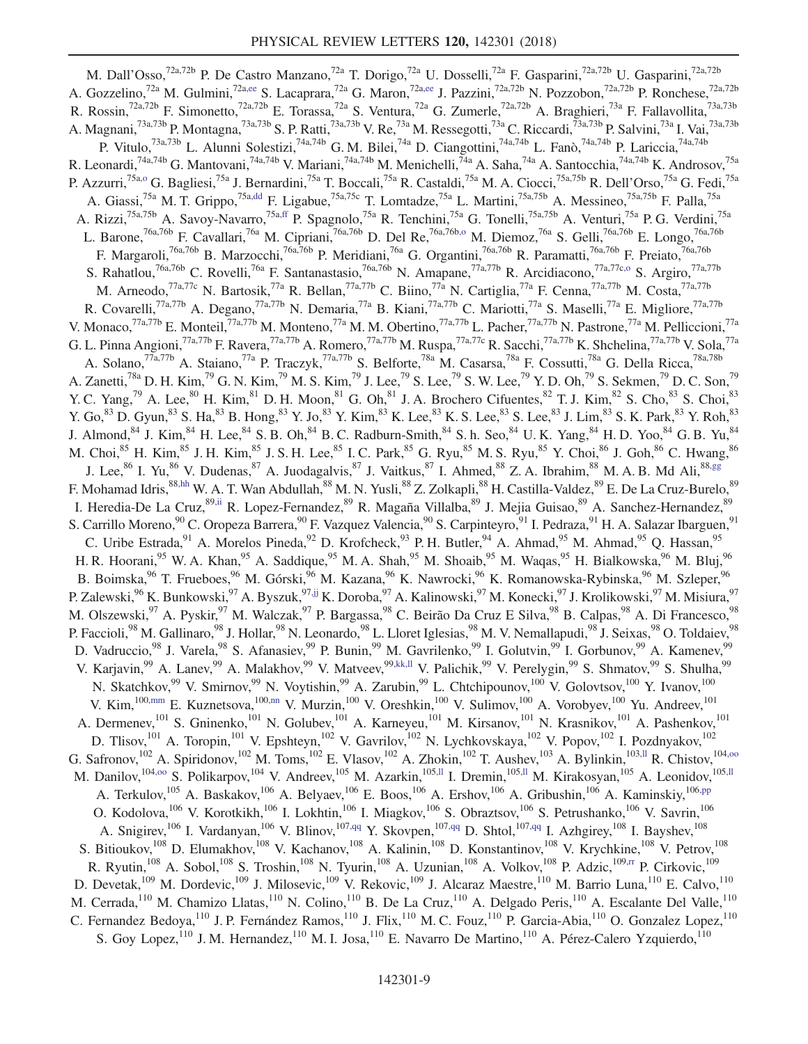M. Dall'Osso,[72a,72b] P. De Castro Manzano,[72a] T. Dorigo,[72a] U. Dosselli,[72a] F. Gasparini,[72a,72b] U. Gasparini,[72a,72b] A. Gozzelino,[72a] M. Gulmini,[72a,ee] S. Lacaprara,[72a] G. Maron,[72a,ee] J. Pazzini,[72a,72b] N. Pozzobon,[72a,72b] P. Ronchese,[72a,72b] R. Rossin,[72a,72b] F. Simonetto,[72a,72b] E. Torassa,[72a] S. Ventura,[72a] G. Zumerle,[72a,72b] A. Braghieri,[73a] F. Fallavollita,[73a,73b] A. Magnani,[73a,73b] P. Montagna,[73a,73b] S. P. Ratti,[73a,73b] V. Re,[73a] M. Ressegotti,[73a] C. Riccardi,[73a,73b] P. Salvini,[73a] I. Vai,[73a,73b] P. Vitulo,[73a,73b] L. Alunni Solestizi,[74a,74b] G. M. Bilei,[74a] D. Ciangottini,[74a,74b] L. Fanò,[74a,74b] P. Lariccia,[74a,74b] R. Leonardi,[74a,74b] G. Mantovani,[74a,74b] V. Mariani,[74a,74b] M. Menichelli,[74a] A. Saha,[74a] A. Santocchia,[74a,74b] K. Androsov,[75a] P. Azzurri,[75a,o] G. Bagliesi,[75a] J. Bernardini,[75a] T. Boccali,[75a] R. Castaldi,[75a] M. A. Ciocci,[75a,75b] R. Dell'Orso,[75a] G. Fedi,[75a] A. Giassi,[75a] M. T. Grippo,[75a,dd] F. Ligabue,[75a,75c] T. Lomtadze,[75a] L. Martini,[75a,75b] A. Messineo,[75a,75b] F. Palla,[75a] A. Rizzi,[75a,75b] A. Savoy-Navarro,[75a,ff] P. Spagnolo,[75a] R. Tenchini,[75a] G. Tonelli,[75a,75b] A. Venturi,[75a] P. G. Verdini,[75a] L. Barone,[76a,76b] F. Cavallari,[76a] M. Cipriani,[76a,76b] D. Del Re,[76a,76b,o] M. Diemoz,[76a] S. Gelli,[76a,76b] E. Longo,[76a,76b] F. Margaroli,[76a,76b] B. Marzocchi,[76a,76b] P. Meridiani,[76a] G. Organtini,[76a,76b] R. Paramatti,[76a,76b] F. Preiato,[76a,76b] S. Rahatlou,[76a,76b] C. Rovelli,[76a] F. Santanastasio,[76a,76b] N. Amapane,[77a,77b] R. Arcidiacono,[77a,77c,o] S. Argiro,[77a,77b] M. Arneodo,[77a,77c] N. Bartosik,[77a] R. Bellan,[77a,77b] C. Biino,[77a] N. Cartiglia,[77a] F. Cenna,[77a,77b] M. Costa,[77a,77b] R. Covarelli,[77a,77b] A. Degano,[77a,77b] N. Demaria,[77a] B. Kiani,[77a,77b] C. Mariotti,[77a] S. Maselli,[77a] E. Migliore,[77a,77b] V. Monaco,[77a,77b] E. Monteil,[77a,77b] M. Monteno,[77a] M. M. Obertino,[77a,77b] L. Pacher,[77a,77b] N. Pastrone,[77a] M. Pelliccioni,[77a] G. L. Pinna Angioni,[77a,77b] F. Ravera,[77a,77b] A. Romero,[77a,77b] M. Ruspa,[77a,77c] R. Sacchi,[77a,77b] K. Shchelina,[77a,77b] V. Sola,[77a] A. Solano,[77a,77b] A. Staiano,[77a] P. Traczyk,[77a,77b] S. Belforte,[78a] M. Casarsa,[78a] F. Cossutti,[78a] G. Della Ricca,[78a,78b] A. Zanetti,[78a] D. H. Kim,[79] G. N. Kim,[79] M. S. Kim,[79] J. Lee,[79] S. Lee,[79] S. W. Lee,[79] Y. D. Oh,[79] S. Sekmen,[79] D. C. Son,[79] Y. C. Yang,[79] A. Lee,[80] H. Kim,[81] D. H. Moon,[81] G. Oh,[81] J. A. Brochero Cifuentes,[82] T. J. Kim,[82] S. Cho,[83] S. Choi,[83] Y. Go,[83] D. Gyun,[83] S. Ha,[83] B. Hong,[83] Y. Jo,[83] Y. Kim,[83] K. Lee,[83] K. S. Lee,[83] S. Lee,[83] J. Lim,[83] S. K. Park,[83] Y. Roh,[83] J. Almond,[84] J. Kim,[84] H. Lee,[84] S. B. Oh,[84] B. C. Radburn-Smith,[84] S. h. Seo,[84] U. K. Yang,[84] H. D. Yoo,[84] G. B. Yu,[84] M. Choi,[85] H. Kim,[85] J. H. Kim,[85] J. S. H. Lee,[85] I. C. Park,[85] G. Ryu,[85] M. S. Ryu,[85] Y. Choi,[86] J. Goh,[86] C. Hwang,[86] J. Lee,[86] I. Yu,[86] V. Dudenas,[87] A. Juodagalvis,[87] J. Vaitkus,[87] I. Ahmed,[88] Z. A. Ibrahim,[88] M. A. B. Md Ali,[88,gg] F. Mohamad Idris,[88,hh] W. A. T. Wan Abdullah,[88] M. N. Yusli,[88] Z. Zolkapli,[88] H. Castilla-Valdez,[89] E. De La Cruz-Burelo,[89] I. Heredia-De La Cruz,[89,ii] R. Lopez-Fernandez,[89] R. Magaña Villalba,[89] J. Mejia Guisao,[89] A. Sanchez-Hernandez,[89] S. Carrillo Moreno,[90] C. Oropeza Barrera,[90] F. Vazquez Valencia,[90] S. Carpinteyro,[91] I. Pedraza,[91] H. A. Salazar Ibarguen,[91] C. Uribe Estrada,[91] A. Morelos Pineda,[92] D. Krofcheck,[93] P. H. Butler,[94] A. Ahmad,[95] M. Ahmad,[95] Q. Hassan,[95] H. R. Hoorani,[95] W. A. Khan,[95] A. Saddique,[95] M. A. Shah,[95] M. Shoaib,[95] M. Waqas,[95] H. Bialkowska,[96] M. Bluj,[96] B. Boimska,[96] T. Frueboes,[96] M. Górski,[96] M. Kazana,[96] K. Nawrocki,[96] K. Romanowska-Rybinska,[96] M. Szleper,[96] P. Zalewski,[96] K. Bunkowski,[97] A. Byszuk,[97,jj] K. Doroba,[97] A. Kalinowski,[97] M. Konecki,[97] J. Krolikowski,[97] M. Misiura,[97] M. Olszewski,[97] A. Pyskir,[97] M. Walczak,[97] P. Bargassa,[98] C. Beirão Da Cruz E Silva,[98] B. Calpas,[98] A. Di Francesco,[98] P. Faccioli,[98] M. Gallinaro,[98] J. Hollar,[98] N. Leonardo,[98] L. Lloret Iglesias,[98] M. V. Nemallapudi,[98] J. Seixas,[98] O. Toldaiev,[98] D. Vadruccio,[98] J. Varela,[98] S. Afanasiev,[99] P. Bunin,[99] M. Gavrilenko,[99] I. Golutvin,[99] I. Gorbunov,[99] A. Kamenev,[99] V. Karjavin,[99] A. Lanev,[99] A. Malakhov,[99] V. Matveev,[99,kk,ll] V. Palichik,[99] V. Perelygin,[99] S. Shmatov,[99] S. Shulha,[99] N. Skatchkov,[99] V. Smirnov,[99] N. Voytishin,[99] A. Zarubin,[99] L. Chtchipounov,[100] V. Golovtsov,[100] Y. Ivanov,[100] V. Kim,[100,mm] E. Kuznetsova,[100,nn] V. Murzin,[100] V. Oreshkin,[100] V. Sulimov,[100] A. Vorobyev,[100] Yu. Andreev,[101] A. Dermenev,[101] S. Gninenko,[101] N. Golubev,[101] A. Karneyeu,[101] M. Kirsanov,[101] N. Krasnikov,[101] A. Pashenkov,[101] D. Tlisov,[101] A. Toropin,[101] V. Epshteyn,[102] V. Gavrilov,[102] N. Lychkovskaya,[102] V. Popov,[102] I. Pozdnyakov,[102] G. Safronov,[102] A. Spiridonov,[102] M. Toms,[102] E. Vlasov,[102] A. Zhokin,[102] T. Aushev,[103] A. Bylinkin,[103,ll] R. Chistov,[104,oo] M. Danilov,[104,oo] S. Polikarpov,[104] V. Andreev,[105] M. Azarkin,[105,ll] I. Dremin,[105,ll] M. Kirakosyan,[105] A. Leonidov,[105,ll] A. Terkulov,[105] A. Baskakov,[106] A. Belyaev,[106] E. Boos,[106] A. Ershov,[106] A. Gribushin,[106] A. Kaminskiy,[106,pp] O. Kodolova,[106] V. Korotkikh,[106] I. Lokhtin,[106] I. Miagkov,[106] S. Obraztsov,[106] S. Petrushanko,[106] V. Savrin,[106] A. Snigirev,[106] I. Vardanyan,[106] V. Blinov,[107,qq] Y. Skovpen,[107,qq] D. Shtol,[107,qq] I. Azhgirey,[108] I. Bayshev,[108] S. Bitioukov,[108] D. Elumakhov,[108] V. Kachanov,[108] A. Kalinin,[108] D. Konstantinov,[108] V. Krychkine,[108] V. Petrov,[108] R. Ryutin,[108] A. Sobol,[108] S. Troshin,[108] N. Tyurin,[108] A. Uzunian,[108] A. Volkov,[108] P. Adzic,[109,rr] P. Cirkovic,[109] D. Devetak,[109] M. Dordevic,[109] J. Milosevic,[109] V. Rekovic,[109] J. Alcaraz Maestre,[110] M. Barrio Luna,[110] E. Calvo,[110] M. Cerrada,[110] M. Chamizo Llatas,[110] N. Colino,[110] B. De La Cruz,[110] A. Delgado Peris,[110] A. Escalante Del Valle,[110] C. Fernandez Bedoya,[110] J. P. Fernández Ramos,[110] J. Flix,[110] M. C. Fouz,[110] P. Garcia-Abia,[110] O. Gonzalez Lopez,[110] S. Goy Lopez,[110] J. M. Hernandez,[110] M. I. Josa,[110] E. Navarro De Martino,[110] A. Pérez-Calero Yzquierdo,[110]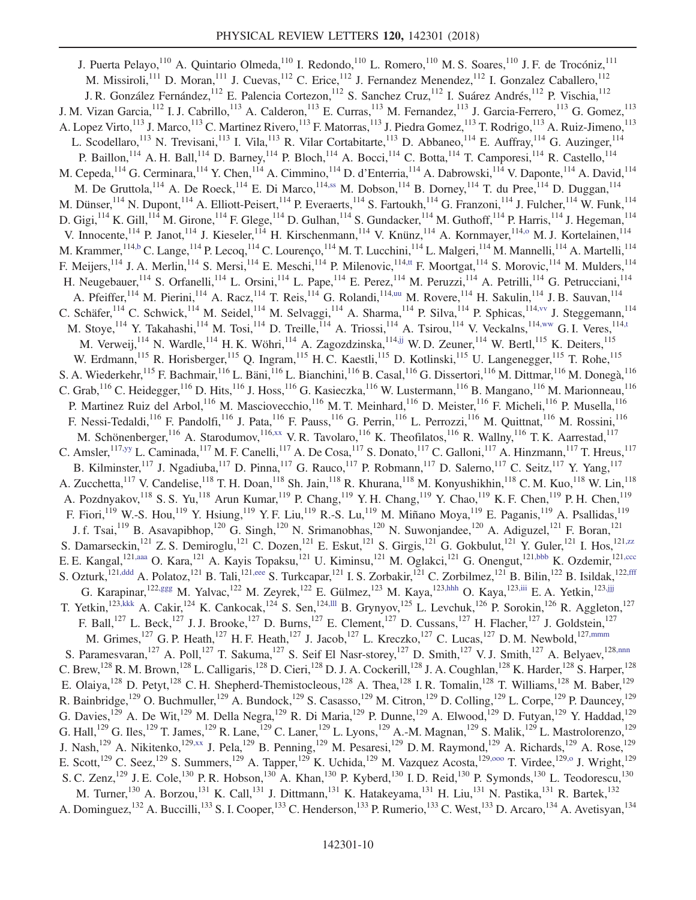J. Puerta Pelayo,[110] A. Quintario Olmeda,[110] I. Redondo,[110] L. Romero,[110] M. S. Soares,[110] J. F. de Trocóniz,[111] M. Missiroli,[111] D. Moran,[111] J. Cuevas,[112] C. Erice,[112] J. Fernandez Menendez,[112] I. Gonzalez Caballero,[112] J. R. González Fernández,[112] E. Palencia Cortezon,[112] S. Sanchez Cruz,[112] I. Suárez Andrés,[112] P. Vischia,[112] J. M. Vizan Garcia,[112] I. J. Cabrillo,[113] A. Calderon,[113] E. Curras,[113] M. Fernandez,[113] J. Garcia-Ferrero,[113] G. Gomez,[113] A. Lopez Virto,[113] J. Marco,[113] C. Martinez Rivero,[113] F. Matorras,[113] J. Piedra Gomez,[113] T. Rodrigo,[113] A. Ruiz-Jimeno,[113] L. Scodellaro,[113] N. Trevisani,[113] I. Vila,[113] R. Vilar Cortabitarte,[113] D. Abbaneo,[114] E. Auffray,[114] G. Auzinger,[114] P. Baillon,[114] A. H. Ball,[114] D. Barney,[114] P. Bloch,[114] A. Bocci,[114] C. Botta,[114] T. Camporesi,[114] R. Castello,[114] M. Cepeda,[114] G. Cerminara,[114] Y. Chen,[114] A. Cimmino,[114] D. d'Enterria,[114] A. Dabrowski,[114] V. Daponte,[114] A. David,[114] M. De Gruttola,[114] A. De Roeck,[114] E. Di Marco,[114,ss] M. Dobson,[114] B. Dorney,[114] T. du Pree,[114] D. Duggan,[114] M. Dünser,[114] N. Dupont,[114] A. Elliott-Peisert,[114] P. Everaerts,[114] S. Fartoukh,[114] G. Franzoni,[114] J. Fulcher,[114] W. Funk,[114] D. Gigi,[114] K. Gill,[114] M. Girone,[114] F. Glege,[114] D. Gulhan,[114] S. Gundacker,[114] M. Guthoff,[114] P. Harris,[114] J. Hegeman,[114] V. Innocente,[114] P. Janot,[114] J. Kieseler,[114] H. Kirschenmann,[114] V. Knünz,[114] A. Kornmayer,[114,o] M. J. Kortelainen,[114] M. Krammer,[114,b] C. Lange,[114] P. Lecoq,[114] C. Lourenço,[114] M. T. Lucchini,[114] L. Malgeri,[114] M. Mannelli,[114] A. Martelli,[114] F. Meijers,[114] J. A. Merlin,[114] S. Mersi,[114] E. Meschi,[114] P. Milenovic,[114,tt] F. Moortgat,[114] S. Morovic,[114] M. Mulders,[114] H. Neugebauer,[114] S. Orfanelli,[114] L. Orsini,[114] L. Pape,[114] E. Perez,[114] M. Peruzzi,[114] A. Petrilli,[114] G. Petrucciani,[114] A. Pfeiffer,[114] M. Pierini,[114] A. Racz,[114] T. Reis,[114] G. Rolandi,[114,uu] M. Rovere,[114] H. Sakulin,[114] J. B. Sauvan,[114] C. Schäfer,[114] C. Schwick,[114] M. Seidel,[114] M. Selvaggi,[114] A. Sharma,[114] P. Silva,[114] P. Sphicas,[114,vv] J. Steggemann,[114] M. Stoye,[114] Y. Takahashi,[114] M. Tosi,[114] D. Treille,[114] A. Triossi,[114] A. Tsirou,[114] V. Veckalns,[114,ww] G. I. Veres,[114,t] M. Verweij,[114] N. Wardle,[114] H. K. Wöhri,[114] A. Zagozdzinska,[114,jj] W. D. Zeuner,[114] W. Bertl,[115] K. Deiters,[115] W. Erdmann,[115] R. Horisberger,[115] Q. Ingram,[115] H. C. Kaestli,[115] D. Kotlinski,[115] U. Langenegger,[115] T. Rohe,[115] S. A. Wiederkehr,[115] F. Bachmair,[116] L. Bäni,[116] L. Bianchini,[116] B. Casal,[116] G. Dissertori,[116] M. Dittmar,[116] M. Donegà,[116] C. Grab,[116] C. Heidegger,[116] D. Hits,[116] J. Hoss,[116] G. Kasieczka,[116] W. Lustermann,[116] B. Mangano,[116] M. Marionneau,[116] P. Martinez Ruiz del Arbol,[116] M. Masciovecchio,[116] M. T. Meinhard,[116] D. Meister,[116] F. Micheli,[116] P. Musella,[116] F. Nessi-Tedaldi,[116] F. Pandolfi,[116] J. Pata,[116] F. Pauss,[116] G. Perrin,[116] L. Perrozzi,[116] M. Quittnat,[116] M. Rossini,[116] M. Schönenberger,[116] A. Starodumov,[116,xx] V. R. Tavolaro,[116] K. Theofilatos,[116] R. Wallny,[116] T. K. Aarrestad,[117] C. Amsler,[117,yy] L. Caminada,[117] M. F. Canelli,[117] A. De Cosa,[117] S. Donato,[117] C. Galloni,[117] A. Hinzmann,[117] T. Hreus,[117] B. Kilminster,[117] J. Ngadiuba,[117] D. Pinna,[117] G. Rauco,[117] P. Robmann,[117] D. Salerno,[117] C. Seitz,[117] Y. Yang,[117] A. Zucchetta,[117] V. Candelise,[118] T. H. Doan,[118] Sh. Jain,[118] R. Khurana,[118] M. Konyushikhin,[118] C. M. Kuo,[118] W. Lin,[118] A. Pozdnyakov,[118] S. S. Yu,[118] Arun Kumar,[119] P. Chang,[119] Y. H. Chang,[119] Y. Chao,[119] K. F. Chen,[119] P. H. Chen,[119] F. Fiori,[119] W.-S. Hou,[119] Y. Hsiung,[119] Y. F. Liu,[119] R.-S. Lu,[119] M. Miñano Moya,[119] E. Paganis,[119] A. Psallidas,[119] J. f. Tsai,[119] B. Asavapibhop,[120] G. Singh,[120] N. Srimanobhas,[120] N. Suwonjandee,[120] A. Adiguzel,[121] F. Boran,[121] S. Damarseckin,[121] Z. S. Demiroglu,[121] C. Dozen,[121] E. Eskut,[121] S. Girgis,[121] G. Gokbulut,[121] Y. Guler,[121] I. Hos,[121,zz] E. E. Kangal,[121,aaa] O. Kara,[121] A. Kayis Topaksu,[121] U. Kiminsu,[121] M. Oglakci,[121] G. Onengut,[121,bbb] K. Ozdemir,[121,ccc] S. Ozturk,[121,ddd] A. Polatoz,[121] B. Tali,[121,eee] S. Turkcapar,[121] I. S. Zorbakir,[121] C. Zorbilmez,[121] B. Bilin,[122] B. Isildak,[122,fff] G. Karapinar,[122,ggg] M. Yalvac,[122] M. Zeyrek,[122] E. Gülmez,[123] M. Kaya,[123,hhh] O. Kaya,[123,iii] E. A. Yetkin,[123,jjj] T. Yetkin,[123,kkk] A. Cakir,[124] K. Cankocak,[124] S. Sen,[124,lll] B. Grynyov,[125] L. Levchuk,[126] P. Sorokin,[126] R. Aggleton,[127] F. Ball,[127] L. Beck,[127] J. J. Brooke,[127] D. Burns,[127] E. Clement,[127] D. Cussans,[127] H. Flacher,[127] J. Goldstein,[127] M. Grimes,[127] G. P. Heath,[127] H. F. Heath,[127] J. Jacob,[127] L. Kreczko,[127] C. Lucas,[127] D. M. Newbold,[127,mmm] S. Paramesvaran,[127] A. Poll,[127] T. Sakuma,[127] S. Seif El Nasr-storey,[127] D. Smith,[127] V. J. Smith,[127] A. Belyaev,[128,nnn] C. Brew,[128] R. M. Brown,[128] L. Calligaris,[128] D. Cieri,[128] D. J. A. Cockerill,[128] J. A. Coughlan,[128] K. Harder,[128] S. Harper,[128] E. Olaiya,[128] D. Petyt,[128] C. H. Shepherd-Themistocleous,[128] A. Thea,[128] I. R. Tomalin,[128] T. Williams,[128] M. Baber,[129] R. Bainbridge,[129] O. Buchmuller,[129] A. Bundock,[129] S. Casasso,[129] M. Citron,[129] D. Colling,[129] L. Corpe,[129] P. Dauncey,[129] G. Davies,[129] A. De Wit,[129] M. Della Negra,[129] R. Di Maria,[129] P. Dunne,[129] A. Elwood,[129] D. Futyan,[129] Y. Haddad,[129] G. Hall,[129] G. Iles,[129] T. James,[129] R. Lane,[129] C. Laner,[129] L. Lyons,[129] A.-M. Magnan,[129] S. Malik,[129] L. Mastrolorenzo,[129] J. Nash,[129] A. Nikitenko,[129,xx] J. Pela,[129] B. Penning,[129] M. Pesaresi,[129] D. M. Raymond,[129] A. Richards,[129] A. Rose,[129] E. Scott,[129] C. Seez,[129] S. Summers,[129] A. Tapper,[129] K. Uchida,[129] M. Vazquez Acosta,[129,ooo] T. Virdee,[129,o] J. Wright,[129] S. C. Zenz,[129] J. E. Cole,[130] P. R. Hobson,[130] A. Khan,[130] P. Kyberd,[130] I. D. Reid,[130] P. Symonds,[130] L. Teodorescu,[130] M. Turner,[130] A. Borzou,[131] K. Call,[131] J. Dittmann,[131] K. Hatakeyama,[131] H. Liu,[131] N. Pastika,[131] R. Bartek,[132] A. Dominguez,[132] A. Buccilli,[133] S. I. Cooper,[133] C. Henderson,[133] P. Rumerio,[133] C. West,[133] D. Arcaro,[134] A. Avetisyan,[134]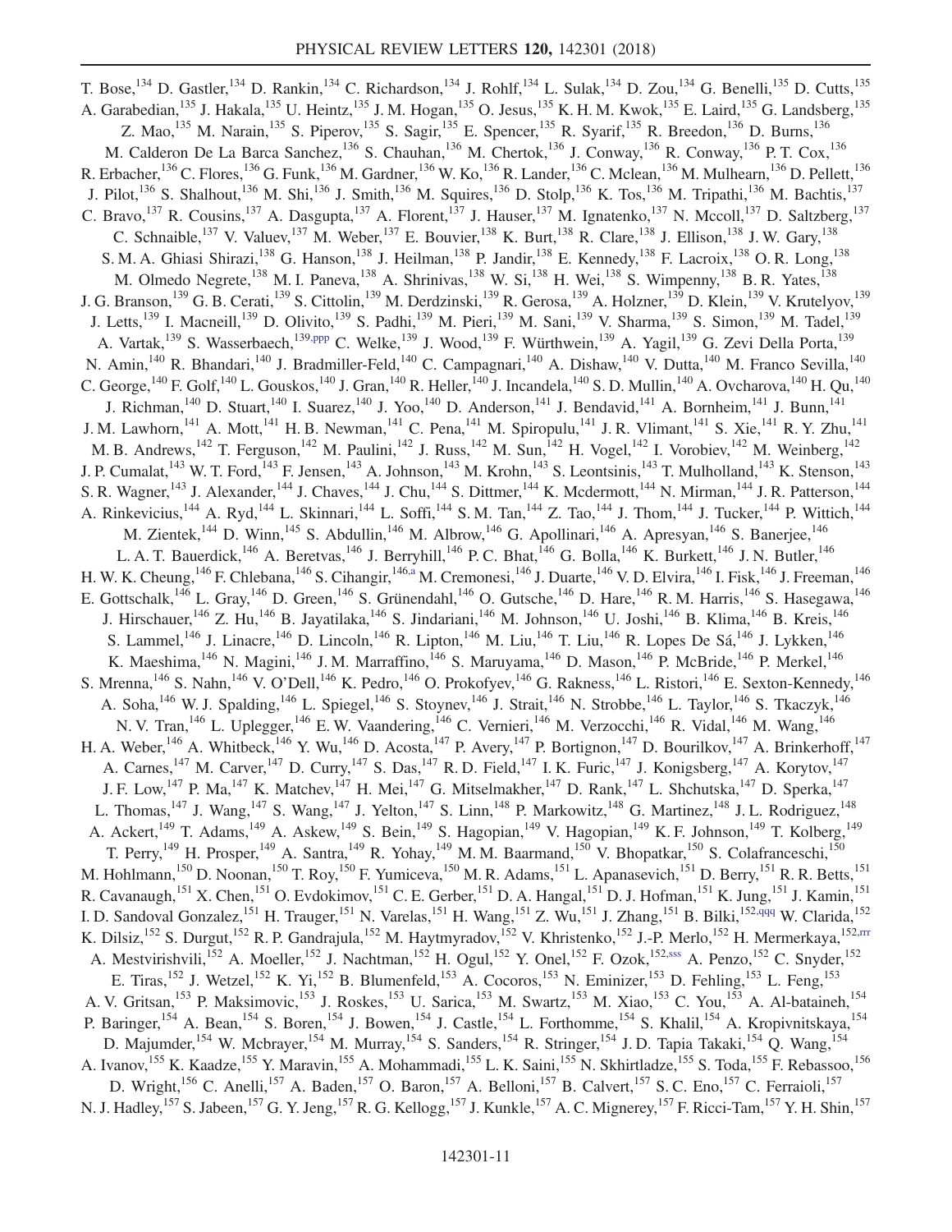T. Bose,[134] D. Gastler,[134] D. Rankin,[134] C. Richardson,[134] J. Rohlf,[134] L. Sulak,[134] D. Zou,[134] G. Benelli,[135] D. Cutts,[135] A. Garabedian,[135] J. Hakala,[135] U. Heintz,[135] J. M. Hogan,[135] O. Jesus,[135] K. H. M. Kwok,[135] E. Laird,[135] G. Landsberg,[135] Z. Mao,[135] M. Narain,[135] S. Piperov,[135] S. Sagir,[135] E. Spencer,[135] R. Syarif,[135] R. Breedon,[136] D. Burns,[136] M. Calderon De La Barca Sanchez,[136] S. Chauhan,[136] M. Chertok,[136] J. Conway,[136] R. Conway,[136] P. T. Cox,[136] R. Erbacher,[136] C. Flores,[136] G. Funk,[136] M. Gardner,[136] W. Ko,[136] R. Lander,[136] C. Mclean,[136] M. Mulhearn,[136] D. Pellett,[136] J. Pilot,[136] S. Shalhout,[136] M. Shi,[136] J. Smith,[136] M. Squires,[136] D. Stolp,[136] K. Tos,[136] M. Tripathi,[136] M. Bachtis,[137] C. Bravo,[137] R. Cousins,[137] A. Dasgupta,[137] A. Florent,[137] J. Hauser,[137] M. Ignatenko,[137] N. Mccoll,[137] D. Saltzberg,[137] C. Schnaible,[137] V. Valuev,[137] M. Weber,[137] E. Bouvier,[138] K. Burt,[138] R. Clare,[138] J. Ellison,[138] J. W. Gary,[138] S. M. A. Ghiasi Shirazi,[138] G. Hanson,[138] J. Heilman,[138] P. Jandir,[138] E. Kennedy,[138] F. Lacroix,[138] O. R. Long,[138] M. Olmedo Negrete,[138] M. I. Paneva,[138] A. Shrinivas,[138] W. Si,[138] H. Wei,[138] S. Wimpenny,[138] B. R. Yates,[138] J. G. Branson,[139] G. B. Cerati,[139] S. Cittolin,[139] M. Derdzinski,[139] R. Gerosa,[139] A. Holzner,[139] D. Klein,[139] V. Krutelyov,[139] J. Letts,[139] I. Macneill,[139] D. Olivito,[139] S. Padhi,[139] M. Pieri,[139] M. Sani,[139] V. Sharma,[139] S. Simon,[139] M. Tadel,[139] A. Vartak,[139] S. Wasserbaech,[139,ppp] C. Welke,[139] J. Wood,[139] F. Würthwein,[139] A. Yagil,[139] G. Zevi Della Porta,[139] N. Amin,[140] R. Bhandari,[140] J. Bradmiller-Feld,[140] C. Campagnari,[140] A. Dishaw,[140] V. Dutta,[140] M. Franco Sevilla,[140] C. George,[140] F. Golf,[140] L. Gouskos,[140] J. Gran,[140] R. Heller,[140] J. Incandela,[140] S. D. Mullin,[140] A. Ovcharova,[140] H. Qu,[140] J. Richman,[140] D. Stuart,[140] I. Suarez,[140] J. Yoo,[140] D. Anderson,[141] J. Bendavid,[141] A. Bornheim,[141] J. Bunn,[141] J. M. Lawhorn,[141] A. Mott,[141] H. B. Newman,[141] C. Pena,[141] M. Spiropulu,[141] J. R. Vlimant,[141] S. Xie,[141] R. Y. Zhu,[141] M. B. Andrews,[142] T. Ferguson,[142] M. Paulini,[142] J. Russ,[142] M. Sun,[142] H. Vogel,[142] I. Vorobiev,[142] M. Weinberg,[142] J. P. Cumalat,[143] W. T. Ford,[143] F. Jensen,[143] A. Johnson,[143] M. Krohn,[143] S. Leontsinis,[143] T. Mulholland,[143] K. Stenson,[143] S. R. Wagner,[143] J. Alexander,[144] J. Chaves,[144] J. Chu,[144] S. Dittmer,[144] K. Mcdermott,[144] N. Mirman,[144] J. R. Patterson,[144] A. Rinkevicius,[144] A. Ryd,[144] L. Skinnari,[144] L. Soffi,[144] S. M. Tan,[144] Z. Tao,[144] J. Thom,[144] J. Tucker,[144] P. Wittich,[144] M. Zientek,[144] D. Winn,[145] S. Abdullin,[146] M. Albrow,[146] G. Apollinari,[146] A. Apresyan,[146] S. Banerjee,[146] L. A. T. Bauerdick,[146] A. Beretvas,[146] J. Berryhill,[146] P. C. Bhat,[146] G. Bolla,[146] K. Burkett,[146] J. N. Butler,[146] H. W. K. Cheung,[146] F. Chlebana,[146] S. Cihangir,[146,a] M. Cremonesi,[146] J. Duarte,[146] V. D. Elvira,[146] I. Fisk,[146] J. Freeman,[146] E. Gottschalk,[146] L. Gray,[146] D. Green,[146] S. Grünendahl,[146] O. Gutsche,[146] D. Hare,[146] R. M. Harris,[146] S. Hasegawa,[146] J. Hirschauer,[146] Z. Hu,[146] B. Jayatilaka,[146] S. Jindariani,[146] M. Johnson,[146] U. Joshi,[146] B. Klima,[146] B. Kreis,[146] S. Lammel,[146] J. Linacre,[146] D. Lincoln,[146] R. Lipton,[146] M. Liu,[146] T. Liu,[146] R. Lopes De Sá,[146] J. Lykken,[146] K. Maeshima,[146] N. Magini,[146] J. M. Marraffino,[146] S. Maruyama,[146] D. Mason,[146] P. McBride,[146] P. Merkel,[146] S. Mrenna,[146] S. Nahn,[146] V. O'Dell,[146] K. Pedro,[146] O. Prokofyev,[146] G. Rakness,[146] L. Ristori,[146] E. Sexton-Kennedy,[146] A. Soha,[146] W. J. Spalding,[146] L. Spiegel,[146] S. Stoynev,[146] J. Strait,[146] N. Strobbe,[146] L. Taylor,[146] S. Tkaczyk,[146] N. V. Tran,[146] L. Uplegger,[146] E. W. Vaandering,[146] C. Vernieri,[146] M. Verzocchi,[146] R. Vidal,[146] M. Wang,[146] H. A. Weber,[146] A. Whitbeck,[146] Y. Wu,[146] D. Acosta,[147] P. Avery,[147] P. Bortignon,[147] D. Bourilkov,[147] A. Brinkerhoff,[147] A. Carnes,[147] M. Carver,[147] D. Curry,[147] S. Das,[147] R. D. Field,[147] I. K. Furic,[147] J. Konigsberg,[147] A. Korytov,[147] J. F. Low,[147] P. Ma,[147] K. Matchev,[147] H. Mei,[147] G. Mitselmakher,[147] D. Rank,[147] L. Shchutska,[147] D. Sperka,[147] L. Thomas,[147] J. Wang,[147] S. Wang,[147] J. Yelton,[147] S. Linn,[148] P. Markowitz,[148] G. Martinez,[148] J. L. Rodriguez,[148] A. Ackert,[149] T. Adams,[149] A. Askew,[149] S. Bein,[149] S. Hagopian,[149] V. Hagopian,[149] K. F. Johnson,[149] T. Kolberg,[149] T. Perry,[149] H. Prosper,[149] A. Santra,[149] R. Yohay,[149] M. M. Baarmand,[150] V. Bhopatkar,[150] S. Colafranceschi,[150] M. Hohlmann,[150] D. Noonan,[150] T. Roy,[150] F. Yumiceva,[150] M. R. Adams,[151] L. Apanasevich,[151] D. Berry,[151] R. R. Betts,[151] R. Cavanaugh,[151] X. Chen,[151] O. Evdokimov,[151] C. E. Gerber,[151] D. A. Hangal,[151] D. J. Hofman,[151] K. Jung,[151] J. Kamin,[151] I. D. Sandoval Gonzalez,[151] H. Trauger,[151] N. Varelas,[151] H. Wang,[151] Z. Wu,[151] J. Zhang,[151] B. Bilki,[152,qqq] W. Clarida,[152] K. Dilsiz,[152] S. Durgut,[152] R. P. Gandrajula,[152] M. Haytmyradov,[152] V. Khristenko,[152] J.-P. Merlo,[152] H. Mermerkaya,[152,rrr] A. Mestvirishvili,[152] A. Moeller,[152] J. Nachtman,[152] H. Ogul,[152] Y. Onel,[152] F. Ozok,[152,sss] A. Penzo,[152] C. Snyder,[152] E. Tiras,[152] J. Wetzel,[152] K. Yi,[152] B. Blumenfeld,[153] A. Cocoros,[153] N. Eminizer,[153] D. Fehling,[153] L. Feng,[153] A. V. Gritsan,[153] P. Maksimovic,[153] J. Roskes,[153] U. Sarica,[153] M. Swartz,[153] M. Xiao,[153] C. You,[153] A. Al-bataineh,[154] P. Baringer,[154] A. Bean,[154] S. Boren,[154] J. Bowen,[154] J. Castle,[154] L. Forthomme,[154] S. Khalil,[154] A. Kropivnitskaya,[154] D. Majumder,[154] W. Mcbrayer,[154] M. Murray,[154] S. Sanders,[154] R. Stringer,[154] J. D. Tapia Takaki,[154] Q. Wang,[154] A. Ivanov,[155] K. Kaadze,[155] Y. Maravin,[155] A. Mohammadi,[155] L. K. Saini,[155] N. Skhirtladze,[155] S. Toda,[155] F. Rebassoo,[156] D. Wright,[156] C. Anelli,[157] A. Baden,[157] O. Baron,[157] A. Belloni,[157] B. Calvert,[157] S. C. Eno,[157] C. Ferraioli,[157] N. J. Hadley,[157] S. Jabeen,[157] G. Y. Jeng,[157] R. G. Kellogg,[157] J. Kunkle,[157] A. C. Mignerey,[157] F. Ricci-Tam,[157] Y. H. Shin,[157]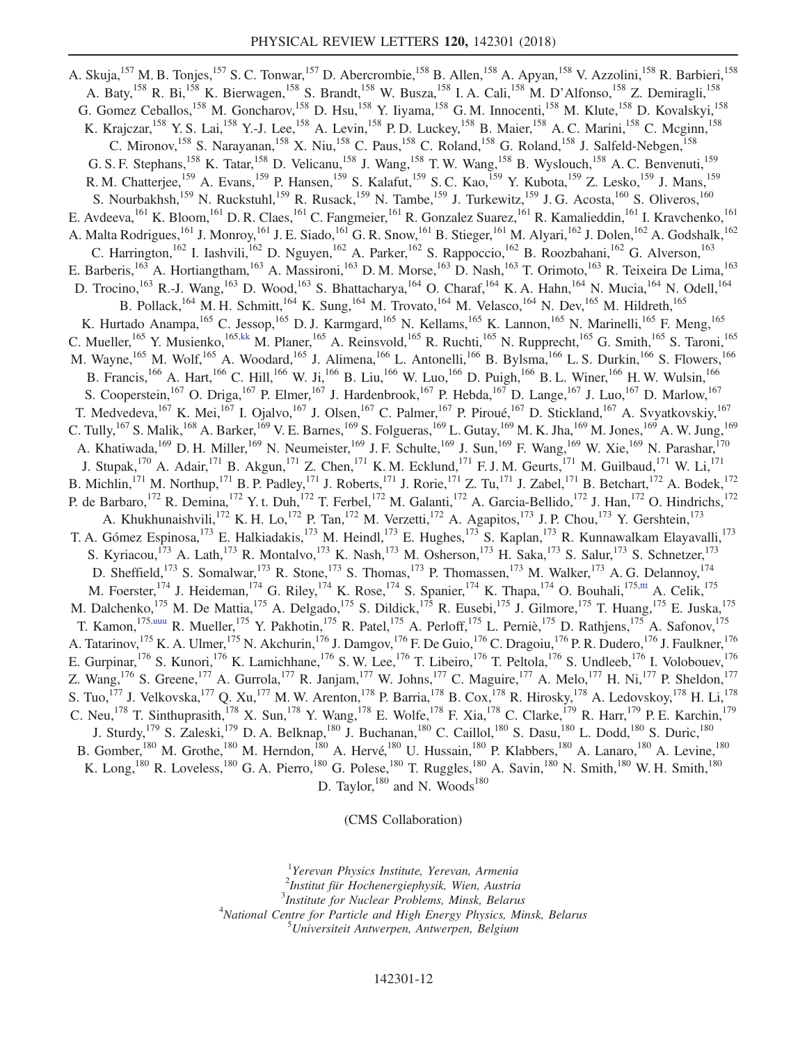A. Skuja,[157] M. B. Tonjes,[157] S. C. Tonwar,[157] D. Abercrombie,[158] B. Allen,[158] A. Apyan,[158] V. Azzolini,[158] R. Barbieri,[158] A. Baty,[158] R. Bi,[158] K. Bierwagen,[158] S. Brandt,[158] W. Busza,[158] I. A. Cali,[158] M. D'Alfonso,[158] Z. Demiragli,[158] G. Gomez Ceballos,[158] M. Goncharov,[158] D. Hsu,[158] Y. Iiyama,[158] G. M. Innocenti,[158] M. Klute,[158] D. Kovalskyi,[158] K. Krajczar,[158] Y. S. Lai,[158] Y.-J. Lee,[158] A. Levin,[158] P. D. Luckey,[158] B. Maier,[158] A. C. Marini,[158] C. Mcginn,[158] C. Mironov,[158] S. Narayanan,[158] X. Niu,[158] C. Paus,[158] C. Roland,[158] G. Roland,[158] J. Salfeld-Nebgen,[158] G. S. F. Stephans,[158] K. Tatar,[158] D. Velicanu,[158] J. Wang,[158] T. W. Wang,[158] B. Wyslouch,[158] A. C. Benvenuti,[159] R. M. Chatterjee,[159] A. Evans,[159] P. Hansen,[159] S. Kalafut,[159] S. C. Kao,[159] Y. Kubota,[159] Z. Lesko,[159] J. Mans,[159] S. Nourbakhsh,[159] N. Ruckstuhl,[159] R. Rusack,[159] N. Tambe,[159] J. Turkewitz,[159] J. G. Acosta,[160] S. Oliveros,[160] E. Avdeeva,[161] K. Bloom,[161] D. R. Claes,[161] C. Fangmeier,[161] R. Gonzalez Suarez,[161] R. Kamalieddin,[161] I. Kravchenko,[161] A. Malta Rodrigues,[161] J. Monroy,[161] J. E. Siado,[161] G. R. Snow,[161] B. Stieger,[161] M. Alyari,[162] J. Dolen,[162] A. Godshalk,[162] C. Harrington,[162] I. Iashvili,[162] D. Nguyen,[162] A. Parker,[162] S. Rappoccio,[162] B. Roozbahani,[162] G. Alverson,[163] E. Barberis,[163] A. Hortiangtham,[163] A. Massironi,[163] D. M. Morse,[163] D. Nash,[163] T. Orimoto,[163] R. Teixeira De Lima,[163] D. Trocino,[163] R.-J. Wang,[163] D. Wood,[163] S. Bhattacharya,[164] O. Charaf,[164] K. A. Hahn,[164] N. Mucia,[164] N. Odell,[164] B. Pollack,[164] M. H. Schmitt,[164] K. Sung,[164] M. Trovato,[164] M. Velasco,[164] N. Dev,[165] M. Hildreth,[165] K. Hurtado Anampa,[165] C. Jessop,[165] D. J. Karmgard,[165] N. Kellams,[165] K. Lannon,[165] N. Marinelli,[165] F. Meng,[165] C. Mueller,[165] Y. Musienko,[165,kk] M. Planer,[165] A. Reinsvold,[165] R. Ruchti,[165] N. Rupprecht,[165] G. Smith,[165] S. Taroni,[165] M. Wayne,[165] M. Wolf,[165] A. Woodard,[165] J. Alimena,[166] L. Antonelli,[166] B. Bylsma,[166] L. S. Durkin,[166] S. Flowers,[166] B. Francis,[166] A. Hart,[166] C. Hill,[166] W. Ji,[166] B. Liu,[166] W. Luo,[166] D. Puigh,[166] B. L. Winer,[166] H. W. Wulsin,[166] S. Cooperstein,[167] O. Driga,[167] P. Elmer,[167] J. Hardenbrook,[167] P. Hebda,[167] D. Lange,[167] J. Luo,[167] D. Marlow,[167] T. Medvedeva,[167] K. Mei,[167] I. Ojalvo,[167] J. Olsen,[167] C. Palmer,[167] P. Piroué,[167] D. Stickland,[167] A. Svyatkovskiy,[167] C. Tully,[167] S. Malik,[168] A. Barker,[169] V. E. Barnes,[169] S. Folgueras,[169] L. Gutay,[169] M. K. Jha,[169] M. Jones,[169] A. W. Jung,[169] A. Khatiwada,[169] D. H. Miller,[169] N. Neumeister,[169] J. F. Schulte,[169] J. Sun,[169] F. Wang,[169] W. Xie,[169] N. Parashar,[170] J. Stupak,[170] A. Adair,[171] B. Akgun,[171] Z. Chen,[171] K. M. Ecklund,[171] F. J. M. Geurts,[171] M. Guilbaud,[171] W. Li,[171] B. Michlin,[171] M. Northup,[171] B. P. Padley,[171] J. Roberts,[171] J. Rorie,[171] Z. Tu,[171] J. Zabel,[171] B. Betchart,[172] A. Bodek,[172] P. de Barbaro,[172] R. Demina,[172] Y. t. Duh,[172] T. Ferbel,[172] M. Galanti,[172] A. Garcia-Bellido,[172] J. Han,[172] O. Hindrichs,[172] A. Khukhunaishvili,[172] K. H. Lo,[172] P. Tan,[172] M. Verzetti,[172] A. Agapitos,[173] J. P. Chou,[173] Y. Gershtein,[173] T. A. Gómez Espinosa,[173] E. Halkiadakis,[173] M. Heindl,[173] E. Hughes,[173] S. Kaplan,[173] R. Kunnawalkam Elayavalli,[173] S. Kyriacou,[173] A. Lath,[173] R. Montalvo,[173] K. Nash,[173] M. Osherson,[173] H. Saka,[173] S. Salur,[173] S. Schnetzer,[173] D. Sheffield,[173] S. Somalwar,[173] R. Stone,[173] S. Thomas,[173] P. Thomassen,[173] M. Walker,[173] A. G. Delannoy,[174] M. Foerster,[174] J. Heideman,[174] G. Riley,[174] K. Rose,[174] S. Spanier,[174] K. Thapa,[174] O. Bouhali,[175,ttt] A. Celik,[175] M. Dalchenko,[175] M. De Mattia,[175] A. Delgado,[175] S. Dildick,[175] R. Eusebi,[175] J. Gilmore,[175] T. Huang,[175] E. Juska,[175] T. Kamon,[175,uuu] R. Mueller,[175] Y. Pakhotin,[175] R. Patel,[175] A. Perloff,[175] L. Perniè,[175] D. Rathjens,[175] A. Safonov,[175] A. Tatarinov,[175] K. A. Ulmer,[175] N. Akchurin,[176] J. Damgov,[176] F. De Guio,[176] C. Dragoiu,[176] P. R. Dudero,[176] J. Faulkner,[176] E. Gurpinar,[176] S. Kunori,[176] K. Lamichhane,[176] S. W. Lee,[176] T. Libeiro,[176] T. Peltola,[176] S. Undleeb,[176] I. Volobouev,[176] Z. Wang,[176] S. Greene,[177] A. Gurrola,[177] R. Janjam,[177] W. Johns,[177] C. Maguire,[177] A. Melo,[177] H. Ni,[177] P. Sheldon,[177] S. Tuo,[177] J. Velkovska,[177] Q. Xu,[177] M. W. Arenton,[178] P. Barria,[178] B. Cox,[178] R. Hirosky,[178] A. Ledovskoy,[178] H. Li,[178] C. Neu,[178] T. Sinthuprasith,[178] X. Sun,[178] Y. Wang,[178] E. Wolfe,[178] F. Xia,[178] C. Clarke,[179] R. Harr,[179] P. E. Karchin,[179] J. Sturdy,[179] S. Zaleski,[179] D. A. Belknap,[180] J. Buchanan,[180] C. Caillol,[180] S. Dasu,[180] L. Dodd,[180] S. Duric,[180] B. Gomber,[180] M. Grothe,[180] M. Herndon,[180] A. Hervé,[180] U. Hussain,[180] P. Klabbers,[180] A. Lanaro,[180] A. Levine,[180] K. Long,[180] R. Loveless,[180] G. A. Pierro,[180] G. Polese,[180] T. Ruggles,[180] A. Savin,[180] N. Smith,[180] W. H. Smith,[180] D. Taylor,[180] and N. Woods[180]

(CMS Collaboration)

[1] *Yerevan Physics Institute, Yerevan, Armenia*
[2] *Institut für Hochenergiephysik, Wien, Austria*
[3] *Institute for Nuclear Problems, Minsk, Belarus*
[4] *National Centre for Particle and High Energy Physics, Minsk, Belarus*
[5] *Universiteit Antwerpen, Antwerpen, Belgium*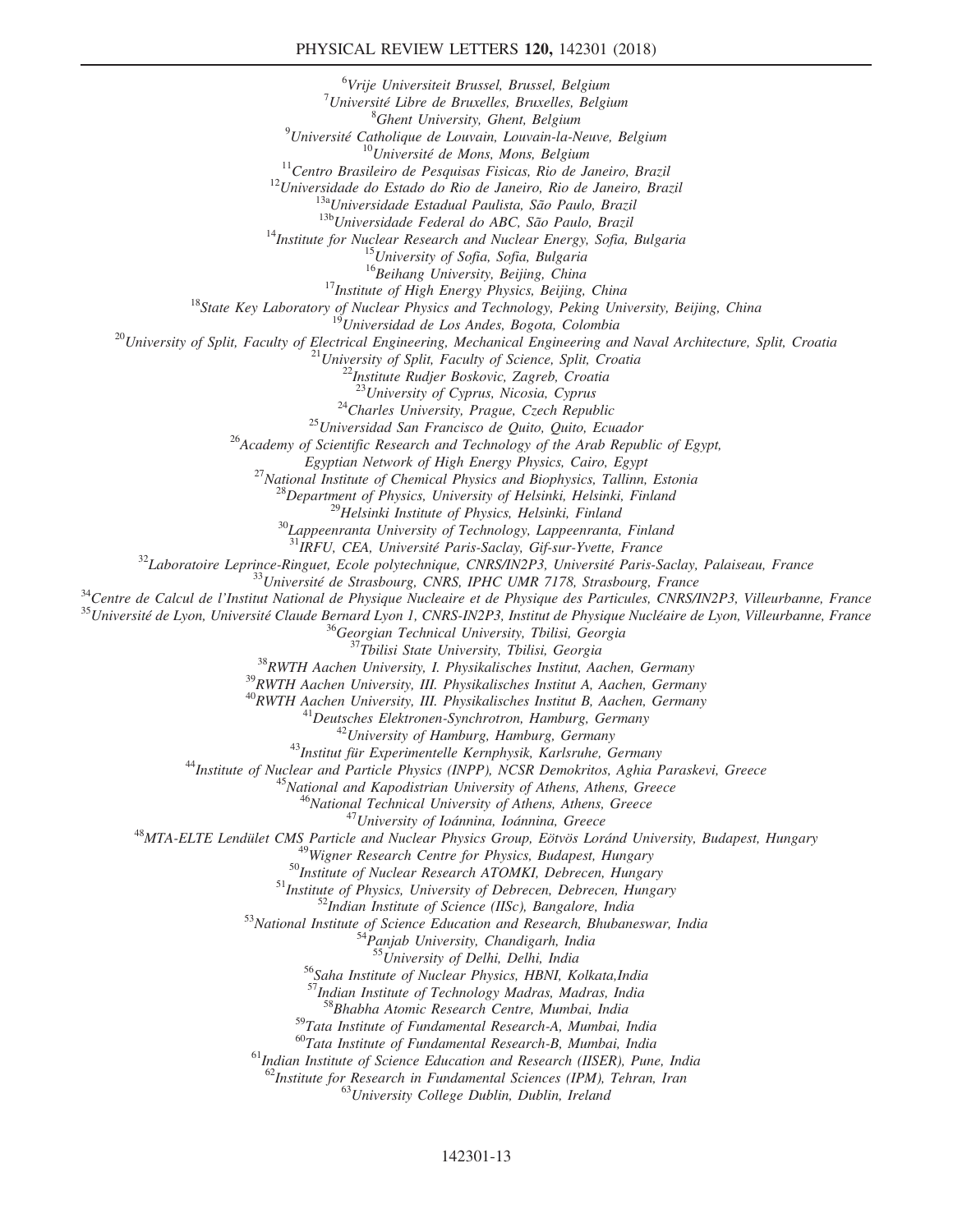[6]Vrije Universiteit Brussel, Brussel, Belgium
[7]Université Libre de Bruxelles, Bruxelles, Belgium
[8]Ghent University, Ghent, Belgium
[9]Université Catholique de Louvain, Louvain-la-Neuve, Belgium
[10]Université de Mons, Mons, Belgium
[11]Centro Brasileiro de Pesquisas Fisicas, Rio de Janeiro, Brazil
[12]Universidade do Estado do Rio de Janeiro, Rio de Janeiro, Brazil
[13a]Universidade Estadual Paulista, São Paulo, Brazil
[13b]Universidade Federal do ABC, São Paulo, Brazil
[14]Institute for Nuclear Research and Nuclear Energy, Sofia, Bulgaria
[15]University of Sofia, Sofia, Bulgaria
[16]Beihang University, Beijing, China
[17]Institute of High Energy Physics, Beijing, China
[18]State Key Laboratory of Nuclear Physics and Technology, Peking University, Beijing, China
[19]Universidad de Los Andes, Bogota, Colombia
[20]University of Split, Faculty of Electrical Engineering, Mechanical Engineering and Naval Architecture, Split, Croatia
[21]University of Split, Faculty of Science, Split, Croatia
[22]Institute Rudjer Boskovic, Zagreb, Croatia
[23]University of Cyprus, Nicosia, Cyprus
[24]Charles University, Prague, Czech Republic
[25]Universidad San Francisco de Quito, Quito, Ecuador
[26]Academy of Scientific Research and Technology of the Arab Republic of Egypt, Egyptian Network of High Energy Physics, Cairo, Egypt
[27]National Institute of Chemical Physics and Biophysics, Tallinn, Estonia
[28]Department of Physics, University of Helsinki, Helsinki, Finland
[29]Helsinki Institute of Physics, Helsinki, Finland
[30]Lappeenranta University of Technology, Lappeenranta, Finland
[31]IRFU, CEA, Université Paris-Saclay, Gif-sur-Yvette, France
[32]Laboratoire Leprince-Ringuet, Ecole polytechnique, CNRS/IN2P3, Université Paris-Saclay, Palaiseau, France
[33]Université de Strasbourg, CNRS, IPHC UMR 7178, Strasbourg, France
[34]Centre de Calcul de l'Institut National de Physique Nucleaire et de Physique des Particules, CNRS/IN2P3, Villeurbanne, France
[35]Université de Lyon, Université Claude Bernard Lyon 1, CNRS-IN2P3, Institut de Physique Nucléaire de Lyon, Villeurbanne, France
[36]Georgian Technical University, Tbilisi, Georgia
[37]Tbilisi State University, Tbilisi, Georgia
[38]RWTH Aachen University, I. Physikalisches Institut, Aachen, Germany
[39]RWTH Aachen University, III. Physikalisches Institut A, Aachen, Germany
[40]RWTH Aachen University, III. Physikalisches Institut B, Aachen, Germany
[41]Deutsches Elektronen-Synchrotron, Hamburg, Germany
[42]University of Hamburg, Hamburg, Germany
[43]Institut für Experimentelle Kernphysik, Karlsruhe, Germany
[44]Institute of Nuclear and Particle Physics (INPP), NCSR Demokritos, Aghia Paraskevi, Greece
[45]National and Kapodistrian University of Athens, Athens, Greece
[46]National Technical University of Athens, Athens, Greece
[47]University of Ioánnina, Ioánnina, Greece
[48]MTA-ELTE Lendület CMS Particle and Nuclear Physics Group, Eötvös Loránd University, Budapest, Hungary
[49]Wigner Research Centre for Physics, Budapest, Hungary
[50]Institute of Nuclear Research ATOMKI, Debrecen, Hungary
[51]Institute of Physics, University of Debrecen, Debrecen, Hungary
[52]Indian Institute of Science (IISc), Bangalore, India
[53]National Institute of Science Education and Research, Bhubaneswar, India
[54]Panjab University, Chandigarh, India
[55]University of Delhi, Delhi, India
[56]Saha Institute of Nuclear Physics, HBNI, Kolkata,India
[57]Indian Institute of Technology Madras, Madras, India
[58]Bhabha Atomic Research Centre, Mumbai, India
[59]Tata Institute of Fundamental Research-A, Mumbai, India
[60]Tata Institute of Fundamental Research-B, Mumbai, India
[61]Indian Institute of Science Education and Research (IISER), Pune, India
[62]Institute for Research in Fundamental Sciences (IPM), Tehran, Iran
[63]University College Dublin, Dublin, Ireland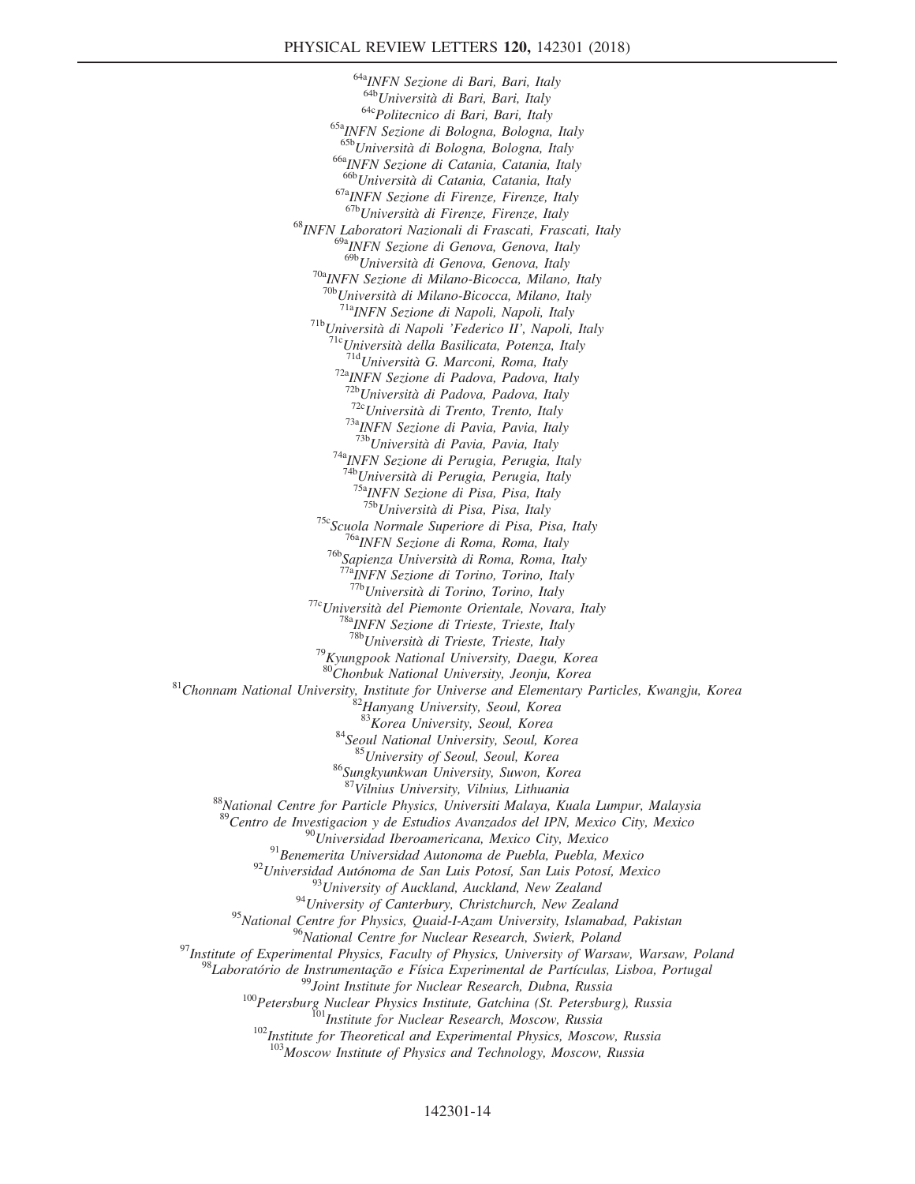[64a]*INFN Sezione di Bari, Bari, Italy*
[64b]*Università di Bari, Bari, Italy*
[64c]*Politecnico di Bari, Bari, Italy*
[65a]*INFN Sezione di Bologna, Bologna, Italy*
[65b]*Università di Bologna, Bologna, Italy*
[66a]*INFN Sezione di Catania, Catania, Italy*
[66b]*Università di Catania, Catania, Italy*
[67a]*INFN Sezione di Firenze, Firenze, Italy*
[67b]*Università di Firenze, Firenze, Italy*
[68]*INFN Laboratori Nazionali di Frascati, Frascati, Italy*
[69a]*INFN Sezione di Genova, Genova, Italy*
[69b]*Università di Genova, Genova, Italy*
[70a]*INFN Sezione di Milano-Bicocca, Milano, Italy*
[70b]*Università di Milano-Bicocca, Milano, Italy*
[71a]*INFN Sezione di Napoli, Napoli, Italy*
[71b]*Università di Napoli 'Federico II', Napoli, Italy*
[71c]*Università della Basilicata, Potenza, Italy*
[71d]*Università G. Marconi, Roma, Italy*
[72a]*INFN Sezione di Padova, Padova, Italy*
[72b]*Università di Padova, Padova, Italy*
[72c]*Università di Trento, Trento, Italy*
[73a]*INFN Sezione di Pavia, Pavia, Italy*
[73b]*Università di Pavia, Pavia, Italy*
[74a]*INFN Sezione di Perugia, Perugia, Italy*
[74b]*Università di Perugia, Perugia, Italy*
[75a]*INFN Sezione di Pisa, Pisa, Italy*
[75b]*Università di Pisa, Pisa, Italy*
[75c]*Scuola Normale Superiore di Pisa, Pisa, Italy*
[76a]*INFN Sezione di Roma, Roma, Italy*
[76b]*Sapienza Università di Roma, Roma, Italy*
[77a]*INFN Sezione di Torino, Torino, Italy*
[77b]*Università di Torino, Torino, Italy*
[77c]*Università del Piemonte Orientale, Novara, Italy*
[78a]*INFN Sezione di Trieste, Trieste, Italy*
[78b]*Università di Trieste, Trieste, Italy*
[79]*Kyungpook National University, Daegu, Korea*
[80]*Chonbuk National University, Jeonju, Korea*
[81]*Chonnam National University, Institute for Universe and Elementary Particles, Kwangju, Korea*
[82]*Hanyang University, Seoul, Korea*
[83]*Korea University, Seoul, Korea*
[84]*Seoul National University, Seoul, Korea*
[85]*University of Seoul, Seoul, Korea*
[86]*Sungkyunkwan University, Suwon, Korea*
[87]*Vilnius University, Vilnius, Lithuania*
[88]*National Centre for Particle Physics, Universiti Malaya, Kuala Lumpur, Malaysia*
[89]*Centro de Investigacion y de Estudios Avanzados del IPN, Mexico City, Mexico*
[90]*Universidad Iberoamericana, Mexico City, Mexico*
[91]*Benemerita Universidad Autonoma de Puebla, Puebla, Mexico*
[92]*Universidad Autónoma de San Luis Potosí, San Luis Potosí, Mexico*
[93]*University of Auckland, Auckland, New Zealand*
[94]*University of Canterbury, Christchurch, New Zealand*
[95]*National Centre for Physics, Quaid-I-Azam University, Islamabad, Pakistan*
[96]*National Centre for Nuclear Research, Swierk, Poland*
[97]*Institute of Experimental Physics, Faculty of Physics, University of Warsaw, Warsaw, Poland*
[98]*Laboratório de Instrumentação e Física Experimental de Partículas, Lisboa, Portugal*
[99]*Joint Institute for Nuclear Research, Dubna, Russia*
[100]*Petersburg Nuclear Physics Institute, Gatchina (St. Petersburg), Russia*
[101]*Institute for Nuclear Research, Moscow, Russia*
[102]*Institute for Theoretical and Experimental Physics, Moscow, Russia*
[103]*Moscow Institute of Physics and Technology, Moscow, Russia*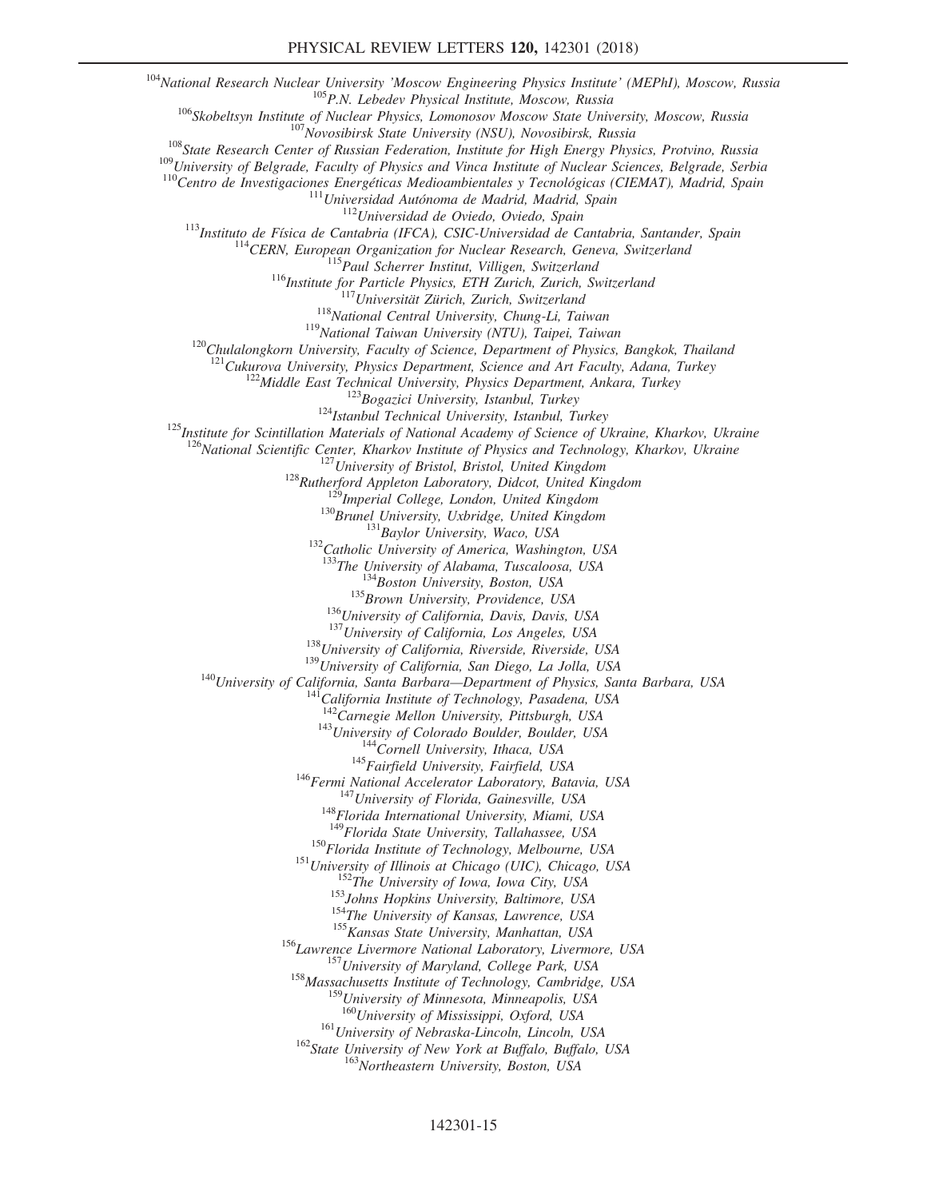[104]National Research Nuclear University 'Moscow Engineering Physics Institute' (MEPhI), Moscow, Russia
[105]P.N. Lebedev Physical Institute, Moscow, Russia
[106]Skobeltsyn Institute of Nuclear Physics, Lomonosov Moscow State University, Moscow, Russia
[107]Novosibirsk State University (NSU), Novosibirsk, Russia
[108]State Research Center of Russian Federation, Institute for High Energy Physics, Protvino, Russia
[109]University of Belgrade, Faculty of Physics and Vinca Institute of Nuclear Sciences, Belgrade, Serbia
[110]Centro de Investigaciones Energéticas Medioambientales y Tecnológicas (CIEMAT), Madrid, Spain
[111]Universidad Autónoma de Madrid, Madrid, Spain
[112]Universidad de Oviedo, Oviedo, Spain
[113]Instituto de Física de Cantabria (IFCA), CSIC-Universidad de Cantabria, Santander, Spain
[114]CERN, European Organization for Nuclear Research, Geneva, Switzerland
[115]Paul Scherrer Institut, Villigen, Switzerland
[116]Institute for Particle Physics, ETH Zurich, Zurich, Switzerland
[117]Universität Zürich, Zurich, Switzerland
[118]National Central University, Chung-Li, Taiwan
[119]National Taiwan University (NTU), Taipei, Taiwan
[120]Chulalongkorn University, Faculty of Science, Department of Physics, Bangkok, Thailand
[121]Cukurova University, Physics Department, Science and Art Faculty, Adana, Turkey
[122]Middle East Technical University, Physics Department, Ankara, Turkey
[123]Bogazici University, Istanbul, Turkey
[124]Istanbul Technical University, Istanbul, Turkey
[125]Institute for Scintillation Materials of National Academy of Science of Ukraine, Kharkov, Ukraine
[126]National Scientific Center, Kharkov Institute of Physics and Technology, Kharkov, Ukraine
[127]University of Bristol, Bristol, United Kingdom
[128]Rutherford Appleton Laboratory, Didcot, United Kingdom
[129]Imperial College, London, United Kingdom
[130]Brunel University, Uxbridge, United Kingdom
[131]Baylor University, Waco, USA
[132]Catholic University of America, Washington, USA
[133]The University of Alabama, Tuscaloosa, USA
[134]Boston University, Boston, USA
[135]Brown University, Providence, USA
[136]University of California, Davis, Davis, USA
[137]University of California, Los Angeles, USA
[138]University of California, Riverside, Riverside, USA
[139]University of California, San Diego, La Jolla, USA
[140]University of California, Santa Barbara—Department of Physics, Santa Barbara, USA
[141]California Institute of Technology, Pasadena, USA
[142]Carnegie Mellon University, Pittsburgh, USA
[143]University of Colorado Boulder, Boulder, USA
[144]Cornell University, Ithaca, USA
[145]Fairfield University, Fairfield, USA
[146]Fermi National Accelerator Laboratory, Batavia, USA
[147]University of Florida, Gainesville, USA
[148]Florida International University, Miami, USA
[149]Florida State University, Tallahassee, USA
[150]Florida Institute of Technology, Melbourne, USA
[151]University of Illinois at Chicago (UIC), Chicago, USA
[152]The University of Iowa, Iowa City, USA
[153]Johns Hopkins University, Baltimore, USA
[154]The University of Kansas, Lawrence, USA
[155]Kansas State University, Manhattan, USA
[156]Lawrence Livermore National Laboratory, Livermore, USA
[157]University of Maryland, College Park, USA
[158]Massachusetts Institute of Technology, Cambridge, USA
[159]University of Minnesota, Minneapolis, USA
[160]University of Mississippi, Oxford, USA
[161]University of Nebraska-Lincoln, Lincoln, USA
[162]State University of New York at Buffalo, Buffalo, USA
[163]Northeastern University, Boston, USA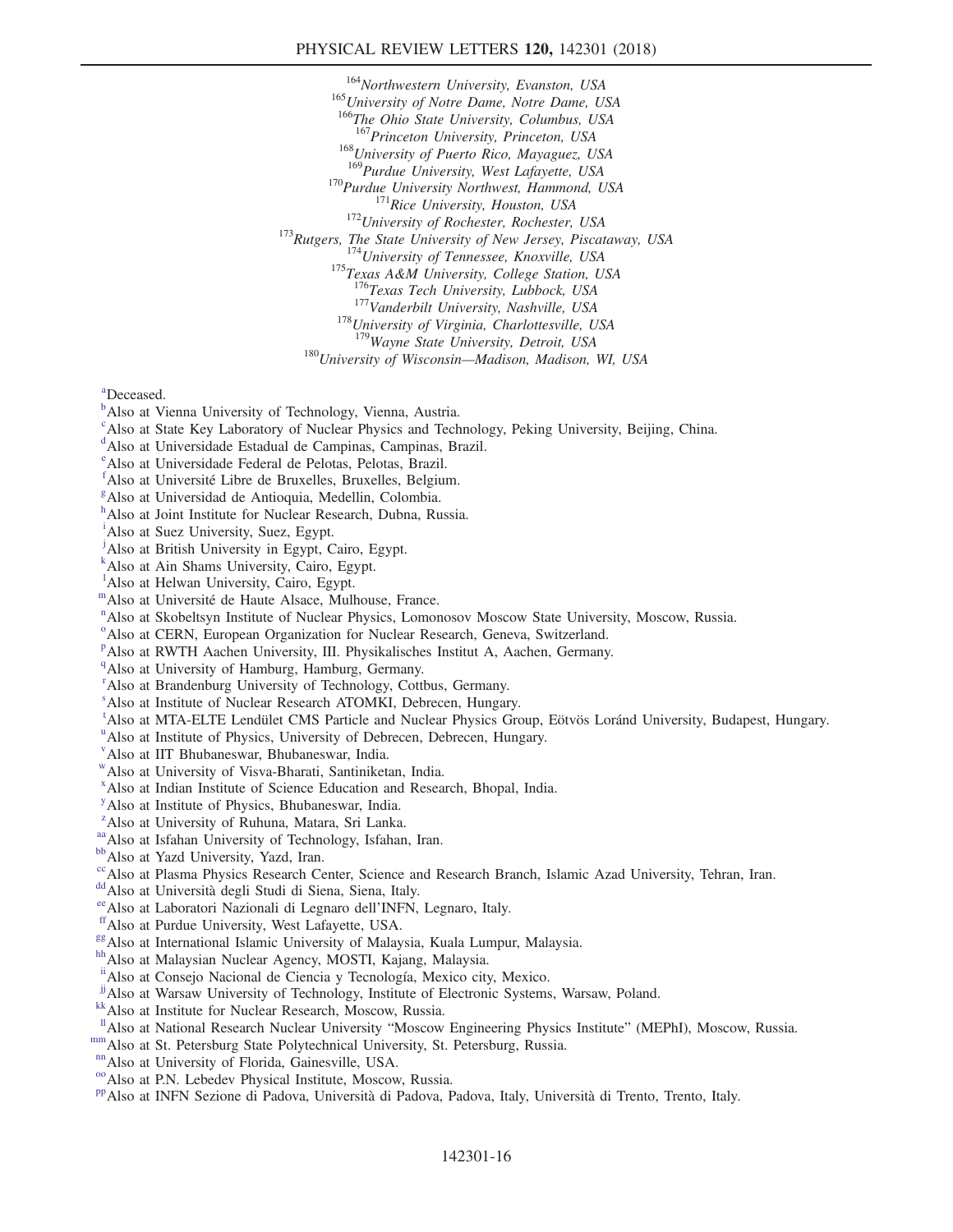[164]*Northwestern University, Evanston, USA*
[165]*University of Notre Dame, Notre Dame, USA*
[166]*The Ohio State University, Columbus, USA*
[167]*Princeton University, Princeton, USA*
[168]*University of Puerto Rico, Mayaguez, USA*
[169]*Purdue University, West Lafayette, USA*
[170]*Purdue University Northwest, Hammond, USA*
[171]*Rice University, Houston, USA*
[172]*University of Rochester, Rochester, USA*
[173]*Rutgers, The State University of New Jersey, Piscataway, USA*
[174]*University of Tennessee, Knoxville, USA*
[175]*Texas A&M University, College Station, USA*
[176]*Texas Tech University, Lubbock, USA*
[177]*Vanderbilt University, Nashville, USA*
[178]*University of Virginia, Charlottesville, USA*
[179]*Wayne State University, Detroit, USA*
[180]*University of Wisconsin—Madison, Madison, WI, USA*

[a]Deceased.
[b]Also at Vienna University of Technology, Vienna, Austria.
[c]Also at State Key Laboratory of Nuclear Physics and Technology, Peking University, Beijing, China.
[d]Also at Universidade Estadual de Campinas, Campinas, Brazil.
[e]Also at Universidade Federal de Pelotas, Pelotas, Brazil.
[f]Also at Université Libre de Bruxelles, Bruxelles, Belgium.
[g]Also at Universidad de Antioquia, Medellin, Colombia.
[h]Also at Joint Institute for Nuclear Research, Dubna, Russia.
[i]Also at Suez University, Suez, Egypt.
[j]Also at British University in Egypt, Cairo, Egypt.
[k]Also at Ain Shams University, Cairo, Egypt.
[l]Also at Helwan University, Cairo, Egypt.
[m]Also at Université de Haute Alsace, Mulhouse, France.
[n]Also at Skobeltsyn Institute of Nuclear Physics, Lomonosov Moscow State University, Moscow, Russia.
[o]Also at CERN, European Organization for Nuclear Research, Geneva, Switzerland.
[p]Also at RWTH Aachen University, III. Physikalisches Institut A, Aachen, Germany.
[q]Also at University of Hamburg, Hamburg, Germany.
[r]Also at Brandenburg University of Technology, Cottbus, Germany.
[s]Also at Institute of Nuclear Research ATOMKI, Debrecen, Hungary.
[t]Also at MTA-ELTE Lendület CMS Particle and Nuclear Physics Group, Eötvös Loránd University, Budapest, Hungary.
[u]Also at Institute of Physics, University of Debrecen, Debrecen, Hungary.
[v]Also at IIT Bhubaneswar, Bhubaneswar, India.
[w]Also at University of Visva-Bharati, Santiniketan, India.
[x]Also at Indian Institute of Science Education and Research, Bhopal, India.
[y]Also at Institute of Physics, Bhubaneswar, India.
[z]Also at University of Ruhuna, Matara, Sri Lanka.
[aa]Also at Isfahan University of Technology, Isfahan, Iran.
[bb]Also at Yazd University, Yazd, Iran.
[cc]Also at Plasma Physics Research Center, Science and Research Branch, Islamic Azad University, Tehran, Iran.
[dd]Also at Università degli Studi di Siena, Siena, Italy.
[ee]Also at Laboratori Nazionali di Legnaro dell'INFN, Legnaro, Italy.
[ff]Also at Purdue University, West Lafayette, USA.
[gg]Also at International Islamic University of Malaysia, Kuala Lumpur, Malaysia.
[hh]Also at Malaysian Nuclear Agency, MOSTI, Kajang, Malaysia.
[ii]Also at Consejo Nacional de Ciencia y Tecnología, Mexico city, Mexico.
[jj]Also at Warsaw University of Technology, Institute of Electronic Systems, Warsaw, Poland.
[kk]Also at Institute for Nuclear Research, Moscow, Russia.
[ll]Also at National Research Nuclear University "Moscow Engineering Physics Institute" (MEPhI), Moscow, Russia.
[mm]Also at St. Petersburg State Polytechnical University, St. Petersburg, Russia.
[nn]Also at University of Florida, Gainesville, USA.
[oo]Also at P.N. Lebedev Physical Institute, Moscow, Russia.
[pp]Also at INFN Sezione di Padova, Università di Padova, Padova, Italy, Università di Trento, Trento, Italy.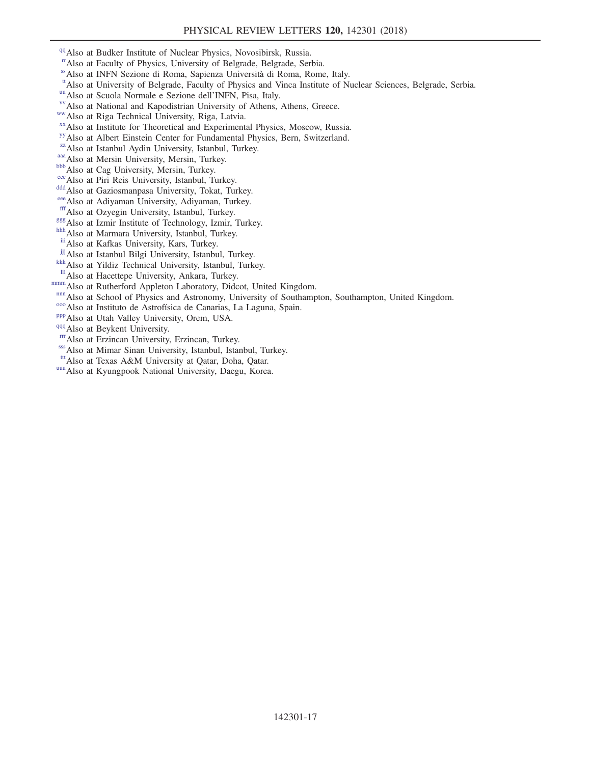[qq]Also at Budker Institute of Nuclear Physics, Novosibirsk, Russia.
[rr]Also at Faculty of Physics, University of Belgrade, Belgrade, Serbia.
[ss]Also at INFN Sezione di Roma, Sapienza Università di Roma, Rome, Italy.
[tt]Also at University of Belgrade, Faculty of Physics and Vinca Institute of Nuclear Sciences, Belgrade, Serbia.
[uu]Also at Scuola Normale e Sezione dell'INFN, Pisa, Italy.
[vv]Also at National and Kapodistrian University of Athens, Athens, Greece.
[ww]Also at Riga Technical University, Riga, Latvia.
[xx]Also at Institute for Theoretical and Experimental Physics, Moscow, Russia.
[yy]Also at Albert Einstein Center for Fundamental Physics, Bern, Switzerland.
[zz]Also at Istanbul Aydin University, Istanbul, Turkey.
[aaa]Also at Mersin University, Mersin, Turkey.
[bbb]Also at Cag University, Mersin, Turkey.
[ccc]Also at Piri Reis University, Istanbul, Turkey.
[ddd]Also at Gaziosmanpasa University, Tokat, Turkey.
[eee]Also at Adiyaman University, Adiyaman, Turkey.
[fff]Also at Ozyegin University, Istanbul, Turkey.
[ggg]Also at Izmir Institute of Technology, Izmir, Turkey.
[hhh]Also at Marmara University, Istanbul, Turkey.
[iii]Also at Kafkas University, Kars, Turkey.
[jjj]Also at Istanbul Bilgi University, Istanbul, Turkey.
[kkk]Also at Yildiz Technical University, Istanbul, Turkey.
[lll]Also at Hacettepe University, Ankara, Turkey.
[mmm]Also at Rutherford Appleton Laboratory, Didcot, United Kingdom.
[nnn]Also at School of Physics and Astronomy, University of Southampton, Southampton, United Kingdom.
[ooo]Also at Instituto de Astrofísica de Canarias, La Laguna, Spain.
[ppp]Also at Utah Valley University, Orem, USA.
[qqq]Also at Beykent University.
[rrr]Also at Erzincan University, Erzincan, Turkey.
[sss]Also at Mimar Sinan University, Istanbul, Istanbul, Turkey.
[ttt]Also at Texas A&M University at Qatar, Doha, Qatar.
[uuu]Also at Kyungpook National University, Daegu, Korea.